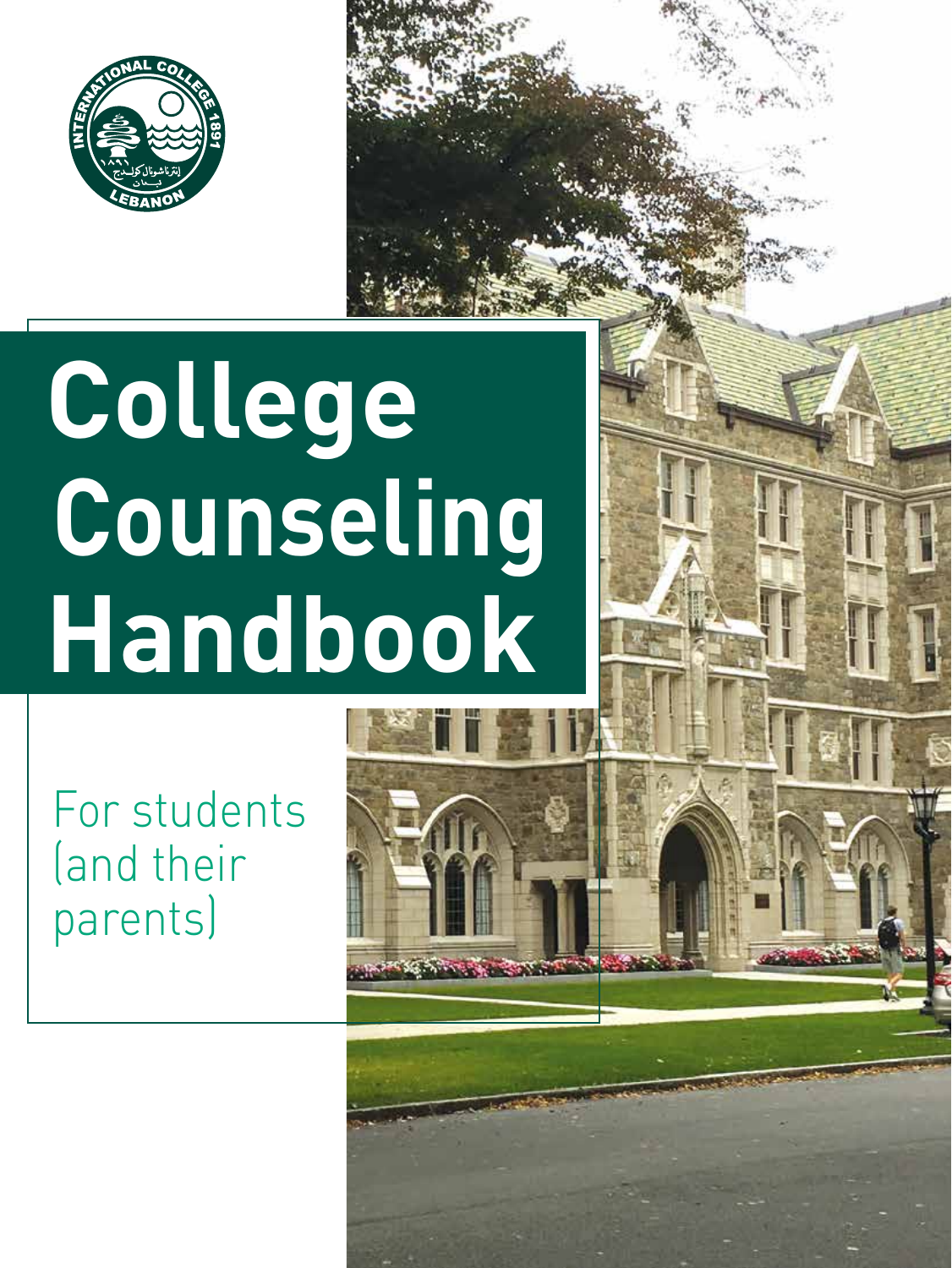# College Counseling Handbook

For students (and their parents)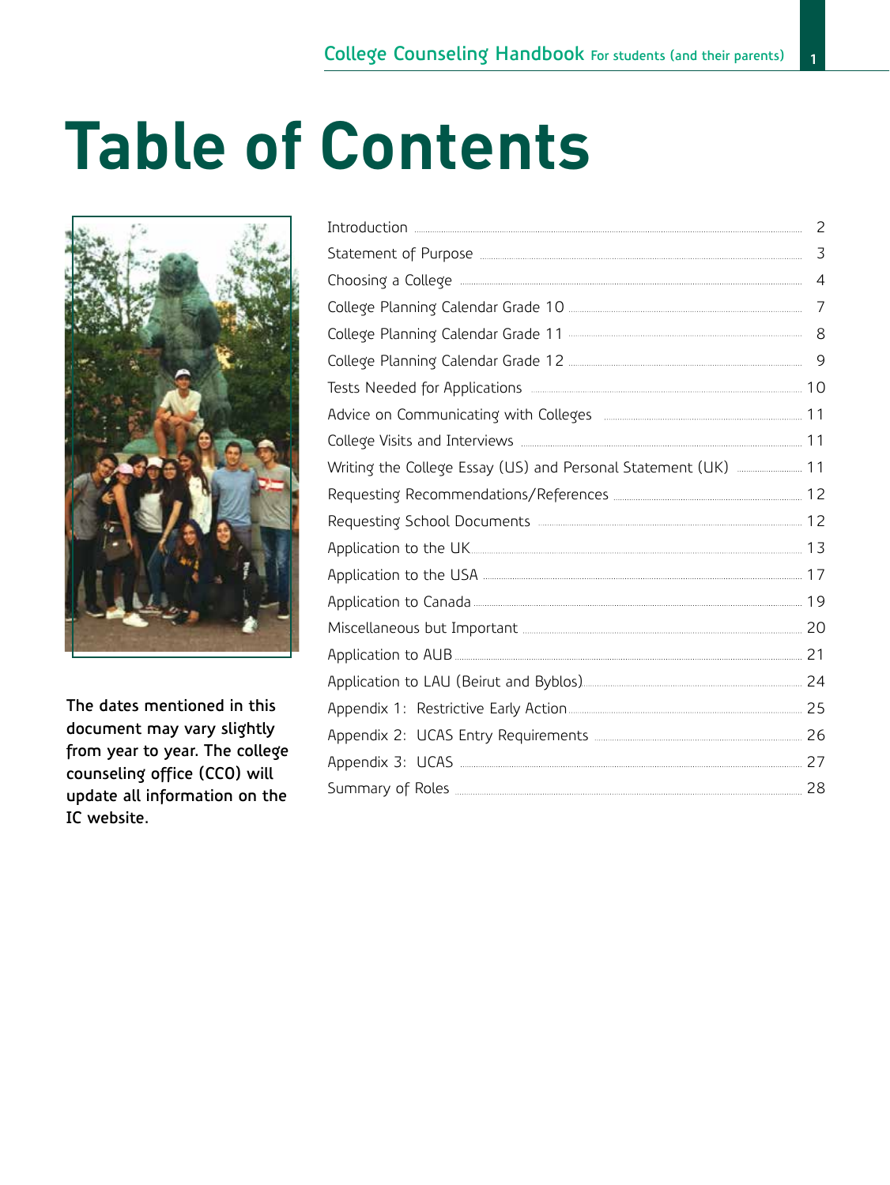# Table of Contents

The dates mentioned in this document may vary slightly from year to year. The college counseling office (CCO) will update all information on the IC website.

| | |
|---|---|
| Introduction | 2 |
| Statement of Purpose | 3 |
| Choosing a College | 4 |
| College Planning Calendar Grade 10 | 7 |
| College Planning Calendar Grade 11 | 8 |
| College Planning Calendar Grade 12 | 9 |
| Tests Needed for Applications | 10 |
| Advice on Communicating with Colleges | 11 |
| College Visits and Interviews | 11 |
| Writing the College Essay (US) and Personal Statement (UK) | 11 |
| Requesting Recommendations/References | 12 |
| Requesting School Documents | 12 |
| Application to the UK | 13 |
| Application to the USA | 17 |
| Application to Canada | 19 |
| Miscellaneous but Important | 20 |
| Application to AUB | 21 |
| Application to LAU (Beirut and Byblos) | 24 |
| Appendix 1: Restrictive Early Action | 25 |
| Appendix 2: UCAS Entry Requirements | 26 |
| Appendix 3: UCAS | 27 |
| Summary of Roles | 28 |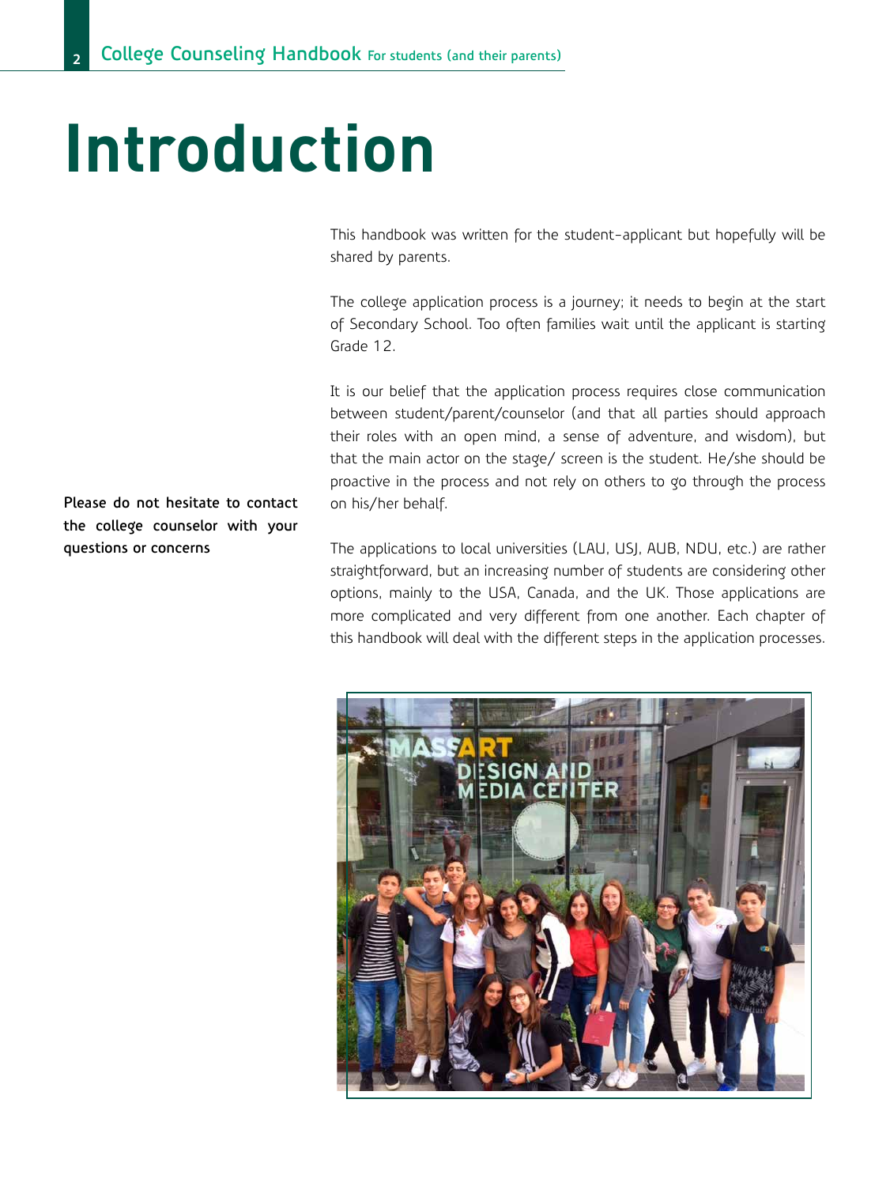# Introduction

This handbook was written for the student-applicant but hopefully will be shared by parents.

The college application process is a journey; it needs to begin at the start of Secondary School. Too often families wait until the applicant is starting Grade 12.

It is our belief that the application process requires close communication between student/parent/counselor (and that all parties should approach their roles with an open mind, a sense of adventure, and wisdom), but that the main actor on the stage/ screen is the student. He/she should be proactive in the process and not rely on others to go through the process on his/her behalf.

**Please do not hesitate to contact the college counselor with your questions or concerns**

The applications to local universities (LAU, USJ, AUB, NDU, etc.) are rather straightforward, but an increasing number of students are considering other options, mainly to the USA, Canada, and the UK. Those applications are more complicated and very different from one another. Each chapter of this handbook will deal with the different steps in the application processes.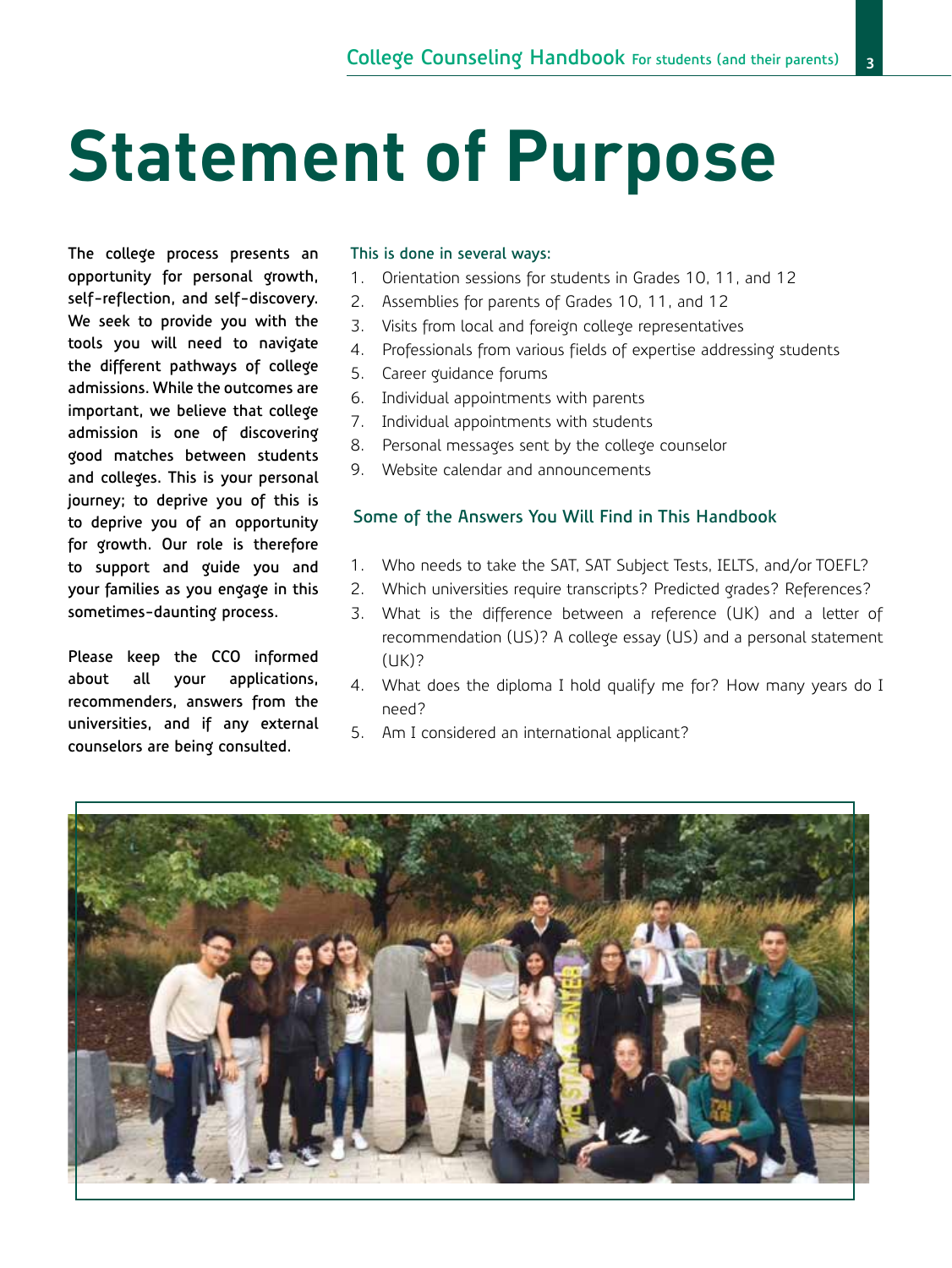# Statement of Purpose

**The college process presents an opportunity for personal growth, self-reflection, and self-discovery. We seek to provide you with the tools you will need to navigate the different pathways of college admissions. While the outcomes are important, we believe that college admission is one of discovering good matches between students and colleges. This is your personal journey; to deprive you of this is to deprive you of an opportunity for growth. Our role is therefore to support and guide you and your families as you engage in this sometimes-daunting process.**

**Please keep the CCO informed about all your applications, recommenders, answers from the universities, and if any external counselors are being consulted.**

This is done in several ways:

1. Orientation sessions for students in Grades 10, 11, and 12
2. Assemblies for parents of Grades 10, 11, and 12
3. Visits from local and foreign college representatives
4. Professionals from various fields of expertise addressing students
5. Career guidance forums
6. Individual appointments with parents
7. Individual appointments with students
8. Personal messages sent by the college counselor
9. Website calendar and announcements

## Some of the Answers You Will Find in This Handbook

1. Who needs to take the SAT, SAT Subject Tests, IELTS, and/or TOEFL?
2. Which universities require transcripts? Predicted grades? References?
3. What is the difference between a reference (UK) and a letter of recommendation (US)? A college essay (US) and a personal statement (UK)?
4. What does the diploma I hold qualify me for? How many years do I need?
5. Am I considered an international applicant?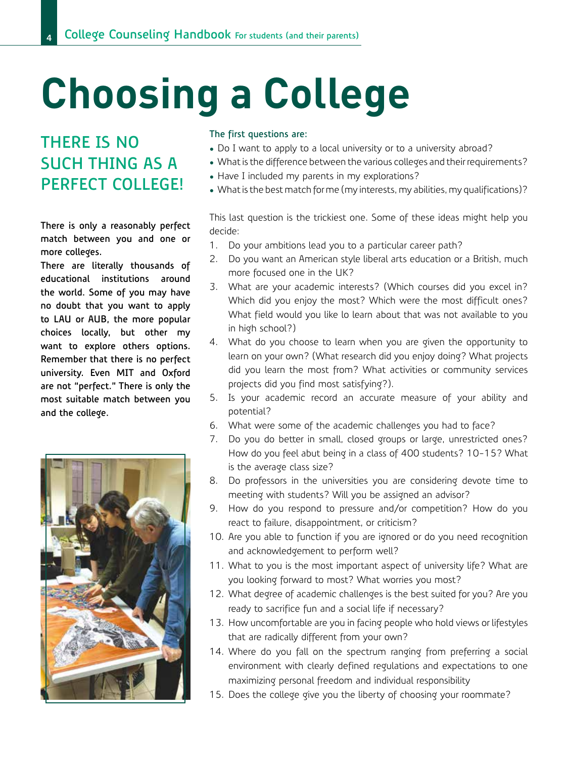# Choosing a College

## THERE IS NO SUCH THING AS A PERFECT COLLEGE!

**There is only a reasonably perfect match between you and one or more colleges.**

**There are literally thousands of educational institutions around the world. Some of you may have no doubt that you want to apply to LAU or AUB, the more popular choices locally, but other my want to explore others options. Remember that there is no perfect university. Even MIT and Oxford are not "perfect." There is only the most suitable match between you and the college.**

**The first questions are:**

- Do I want to apply to a local university or to a university abroad?
- What is the difference between the various colleges and their requirements?
- Have I included my parents in my explorations?
- What is the best match for me (my interests, my abilities, my qualifications)?

This last question is the trickiest one. Some of these ideas might help you decide:

1. Do your ambitions lead you to a particular career path?
2. Do you want an American style liberal arts education or a British, much more focused one in the UK?
3. What are your academic interests? (Which courses did you excel in? Which did you enjoy the most? Which were the most difficult ones? What field would you like lo learn about that was not available to you in high school?)
4. What do you choose to learn when you are given the opportunity to learn on your own? (What research did you enjoy doing? What projects did you learn the most from? What activities or community services projects did you find most satisfying?).
5. Is your academic record an accurate measure of your ability and potential?
6. What were some of the academic challenges you had to face?
7. Do you do better in small, closed groups or large, unrestricted ones? How do you feel abut being in a class of 400 students? 10-15? What is the average class size?
8. Do professors in the universities you are considering devote time to meeting with students? Will you be assigned an advisor?
9. How do you respond to pressure and/or competition? How do you react to failure, disappointment, or criticism?
10. Are you able to function if you are ignored or do you need recognition and acknowledgement to perform well?
11. What to you is the most important aspect of university life? What are you looking forward to most? What worries you most?
12. What degree of academic challenges is the best suited for you? Are you ready to sacrifice fun and a social life if necessary?
13. How uncomfortable are you in facing people who hold views or lifestyles that are radically different from your own?
14. Where do you fall on the spectrum ranging from preferring a social environment with clearly defined regulations and expectations to one maximizing personal freedom and individual responsibility
15. Does the college give you the liberty of choosing your roommate?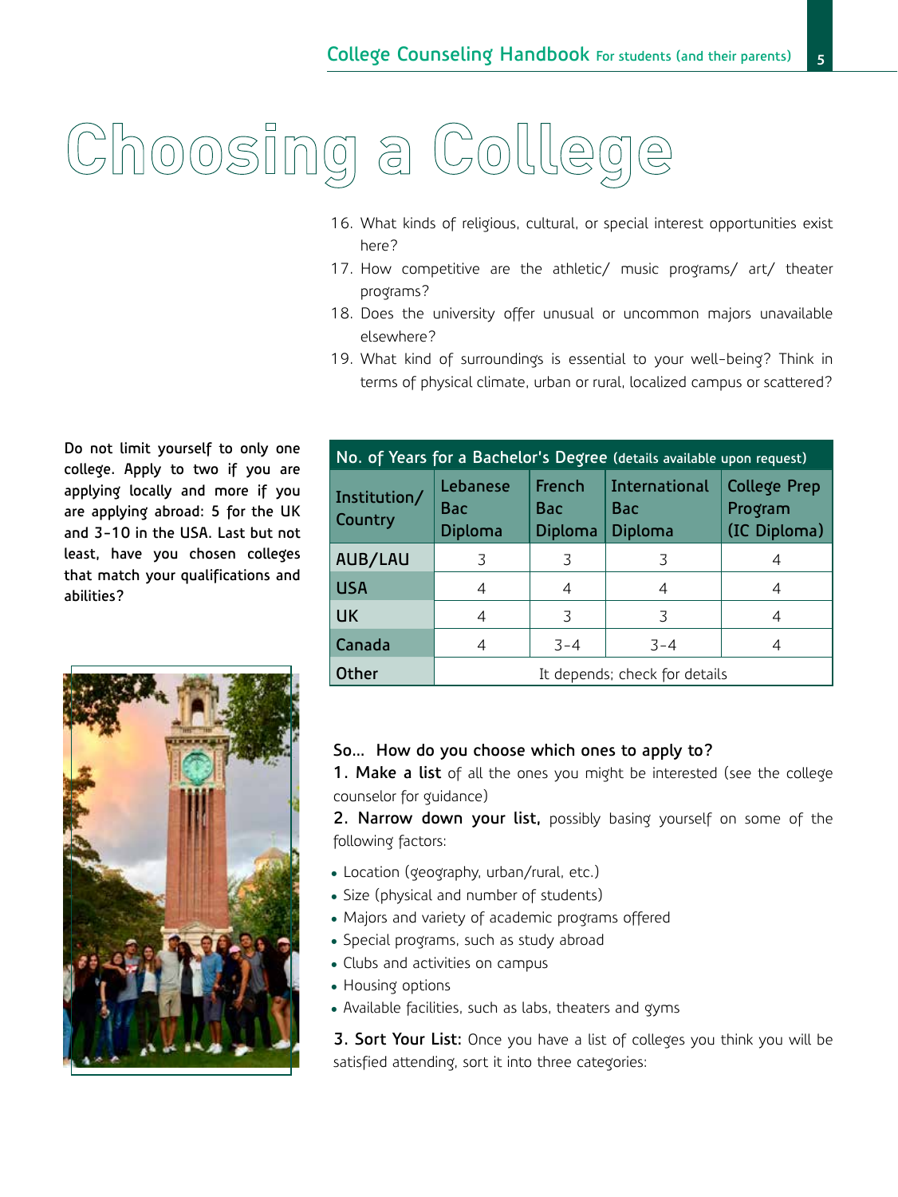# Choosing a College

16. What kinds of religious, cultural, or special interest opportunities exist here?
17. How competitive are the athletic/ music programs/ art/ theater programs?
18. Does the university offer unusual or uncommon majors unavailable elsewhere?
19. What kind of surroundings is essential to your well-being? Think in terms of physical climate, urban or rural, localized campus or scattered?

**Do not limit yourself to only one college. Apply to two if you are applying locally and more if you are applying abroad: 5 for the UK and 3-10 in the USA. Last but not least, have you chosen colleges that match your qualifications and abilities?**

**No. of Years for a Bachelor's Degree** (details available upon request)

| Institution/ Country | Lebanese Bac Diploma | French Bac Diploma | International Bac Diploma | College Prep Program (IC Diploma) |
|---|---|---|---|---|
| AUB/LAU | 3 | 3 | 3 | 4 |
| USA | 4 | 4 | 4 | 4 |
| UK | 4 | 3 | 3 | 4 |
| Canada | 4 | 3-4 | 3-4 | 4 |
| Other | It depends; check for details | | | |

**So... How do you choose which ones to apply to?**

**1. Make a list** of all the ones you might be interested (see the college counselor for guidance)

**2. Narrow down your list,** possibly basing yourself on some of the following factors:

- Location (geography, urban/rural, etc.)
- Size (physical and number of students)
- Majors and variety of academic programs offered
- Special programs, such as study abroad
- Clubs and activities on campus
- Housing options
- Available facilities, such as labs, theaters and gyms

**3. Sort Your List:** Once you have a list of colleges you think you will be satisfied attending, sort it into three categories: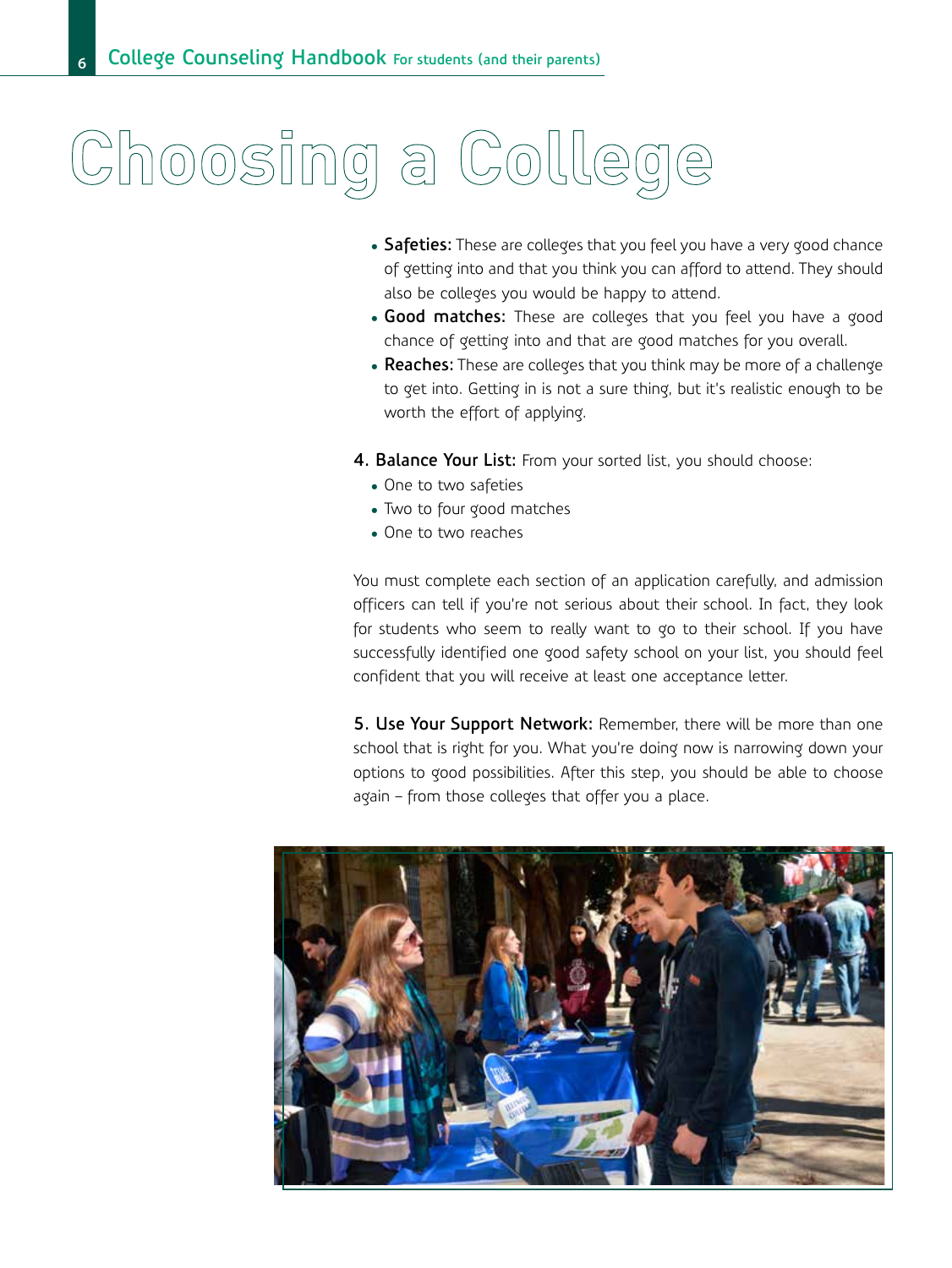# Choosing a College

- **Safeties:** These are colleges that you feel you have a very good chance of getting into and that you think you can afford to attend. They should also be colleges you would be happy to attend.
- **Good matches:** These are colleges that you feel you have a good chance of getting into and that are good matches for you overall.
- **Reaches:** These are colleges that you think may be more of a challenge to get into. Getting in is not a sure thing, but it's realistic enough to be worth the effort of applying.

**4. Balance Your List:** From your sorted list, you should choose:

- One to two safeties
- Two to four good matches
- One to two reaches

You must complete each section of an application carefully, and admission officers can tell if you're not serious about their school. In fact, they look for students who seem to really want to go to their school. If you have successfully identified one good safety school on your list, you should feel confident that you will receive at least one acceptance letter.

**5. Use Your Support Network:** Remember, there will be more than one school that is right for you. What you're doing now is narrowing down your options to good possibilities. After this step, you should be able to choose again – from those colleges that offer you a place.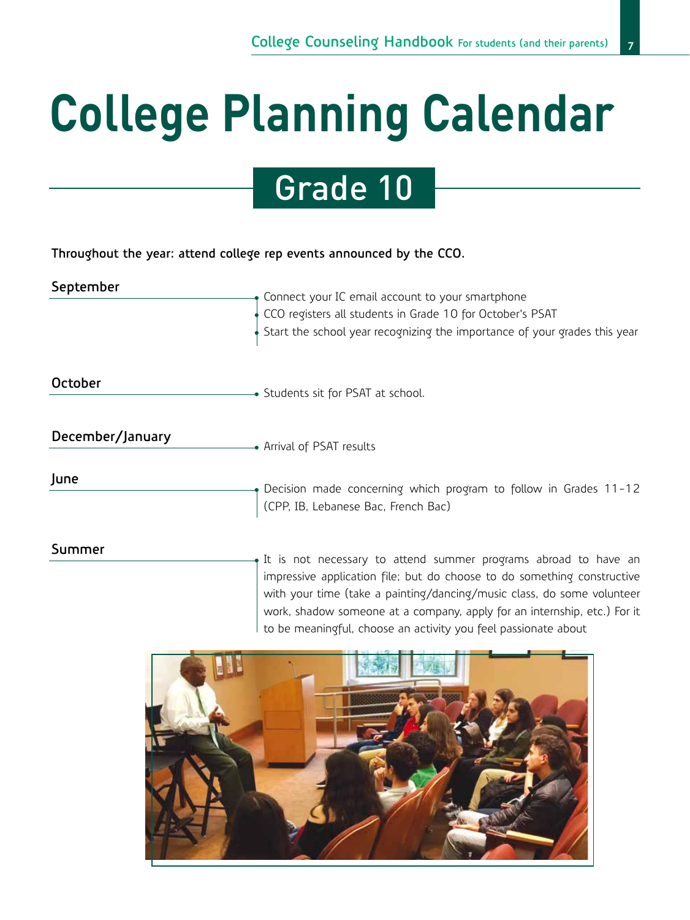# College Planning Calendar

## Grade 10

**Throughout the year: attend college rep events announced by the CCO.**

### September

- Connect your IC email account to your smartphone
- CCO registers all students in Grade 10 for October's PSAT
- Start the school year recognizing the importance of your grades this year

### October

- Students sit for PSAT at school.

### December/January

- Arrival of PSAT results

### June

- Decision made concerning which program to follow in Grades 11-12 (CPP, IB, Lebanese Bac, French Bac)

### Summer

- It is not necessary to attend summer programs abroad to have an impressive application file; but do choose to do something constructive with your time (take a painting/dancing/music class, do some volunteer work, shadow someone at a company, apply for an internship, etc.) For it to be meaningful, choose an activity you feel passionate about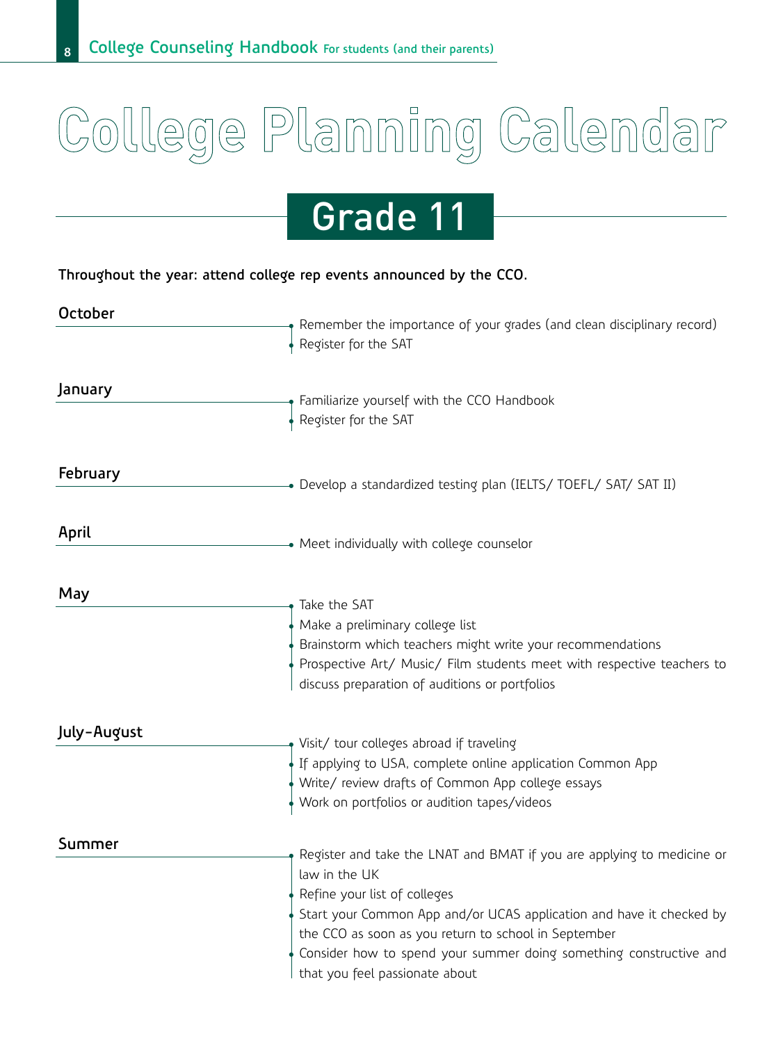# College Planning Calendar

## Grade 11

**Throughout the year: attend college rep events announced by the CCO.**

### October

- Remember the importance of your grades (and clean disciplinary record)
- Register for the SAT

### January

- Familiarize yourself with the CCO Handbook
- Register for the SAT

### February

- Develop a standardized testing plan (IELTS/ TOEFL/ SAT/ SAT II)

### April

- Meet individually with college counselor

### May

- Take the SAT
- Make a preliminary college list
- Brainstorm which teachers might write your recommendations
- Prospective Art/ Music/ Film students meet with respective teachers to discuss preparation of auditions or portfolios

### July-August

- Visit/ tour colleges abroad if traveling
- If applying to USA, complete online application Common App
- Write/ review drafts of Common App college essays
- Work on portfolios or audition tapes/videos

### Summer

- Register and take the LNAT and BMAT if you are applying to medicine or law in the UK
- Refine your list of colleges
- Start your Common App and/or UCAS application and have it checked by the CCO as soon as you return to school in September
- Consider how to spend your summer doing something constructive and that you feel passionate about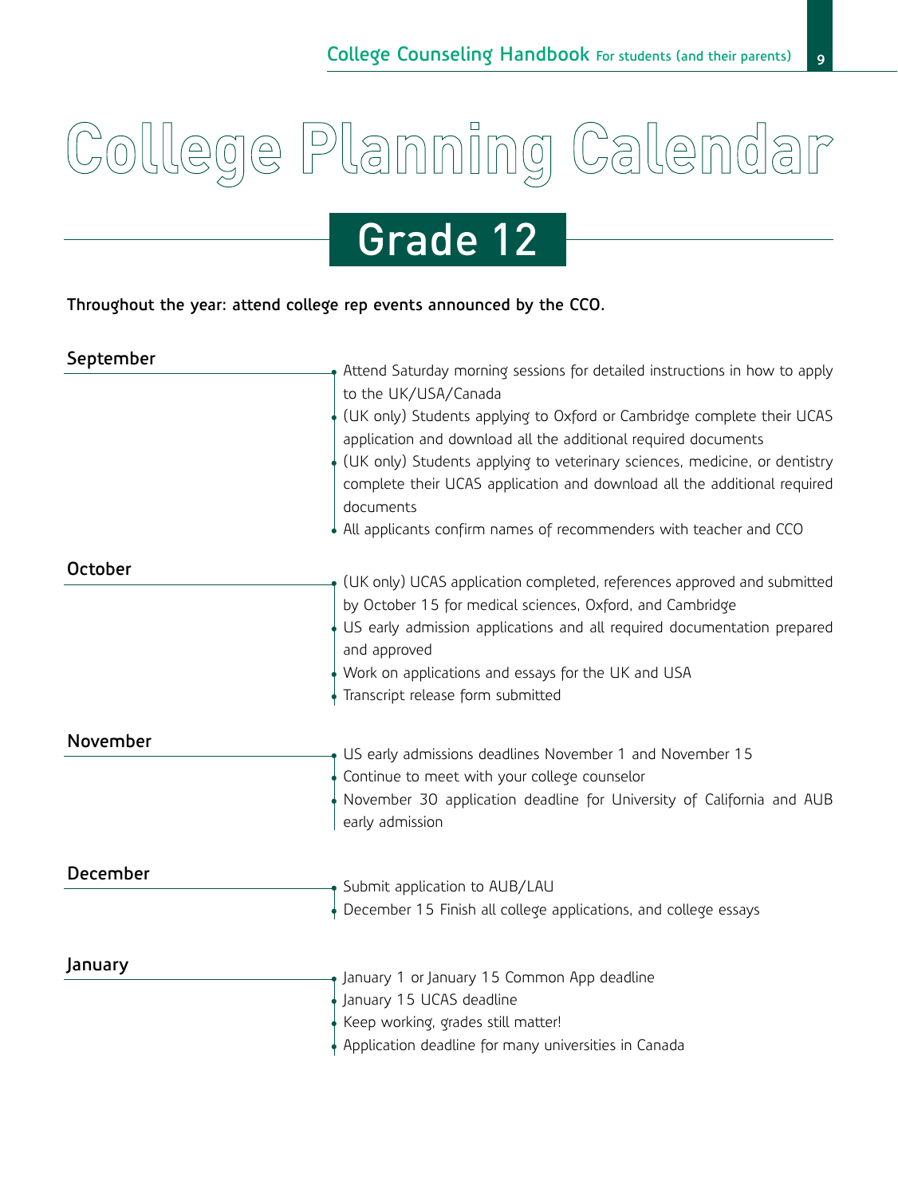# College Planning Calendar

## Grade 12

**Throughout the year: attend college rep events announced by the CCO.**

### September

- Attend Saturday morning sessions for detailed instructions in how to apply to the UK/USA/Canada
- (UK only) Students applying to Oxford or Cambridge complete their UCAS application and download all the additional required documents
- (UK only) Students applying to veterinary sciences, medicine, or dentistry complete their UCAS application and download all the additional required documents
- All applicants confirm names of recommenders with teacher and CCO

### October

- (UK only) UCAS application completed, references approved and submitted by October 15 for medical sciences, Oxford, and Cambridge
- US early admission applications and all required documentation prepared and approved
- Work on applications and essays for the UK and USA
- Transcript release form submitted

### November

- US early admissions deadlines November 1 and November 15
- Continue to meet with your college counselor
- November 30 application deadline for University of California and AUB early admission

### December

- Submit application to AUB/LAU
- December 15 Finish all college applications, and college essays

### January

- January 1 or January 15 Common App deadline
- January 15 UCAS deadline
- Keep working, grades still matter!
- Application deadline for many universities in Canada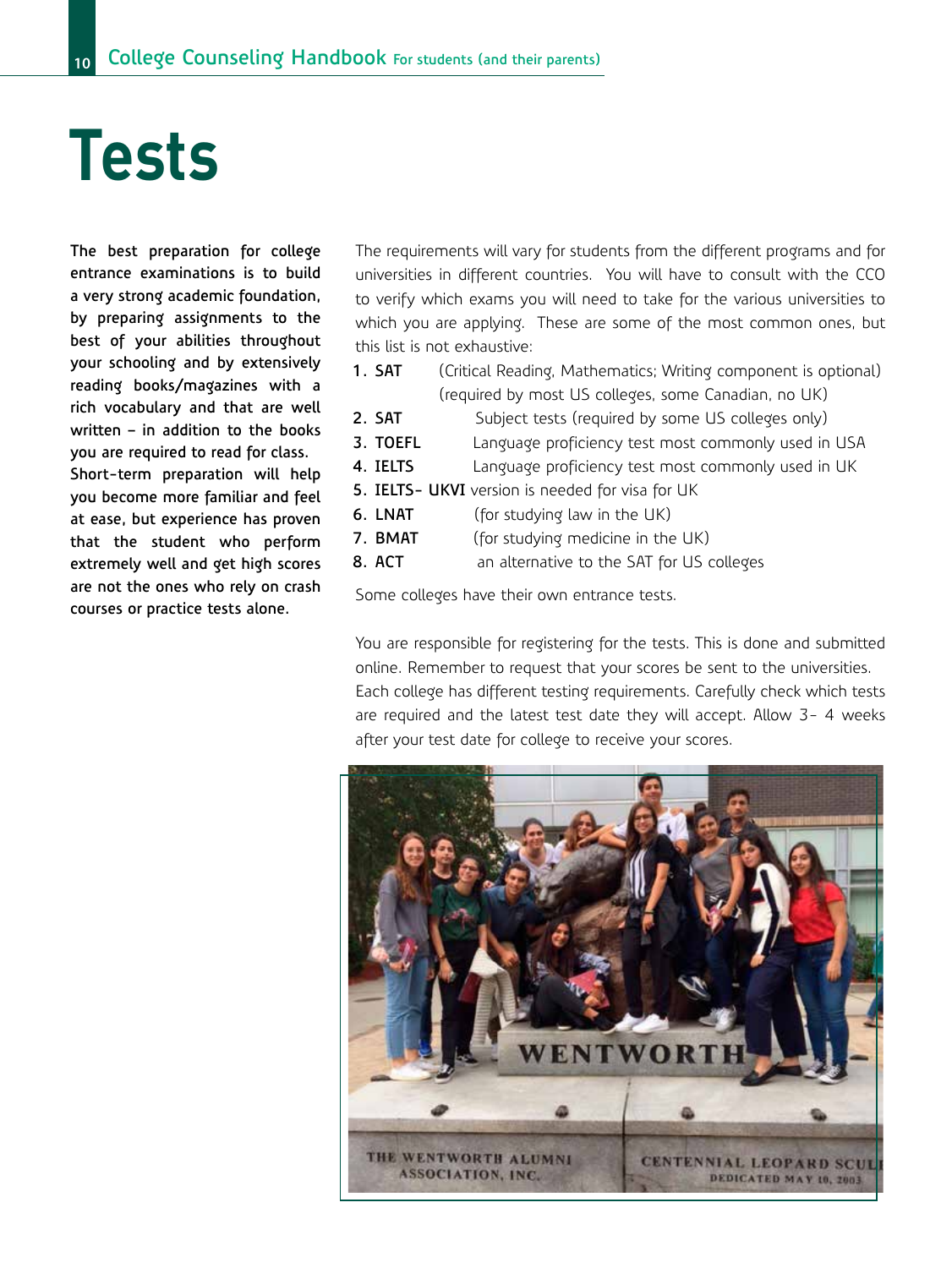# Tests

**The best preparation for college entrance examinations is to build a very strong academic foundation, by preparing assignments to the best of your abilities throughout your schooling and by extensively reading books/magazines with a rich vocabulary and that are well written – in addition to the books you are required to read for class.**
**Short-term preparation will help you become more familiar and feel at ease, but experience has proven that the student who perform extremely well and get high scores are not the ones who rely on crash courses or practice tests alone.**

The requirements will vary for students from the different programs and for universities in different countries. You will have to consult with the CCO to verify which exams you will need to take for the various universities to which you are applying. These are some of the most common ones, but this list is not exhaustive:

1. **SAT** (Critical Reading, Mathematics; Writing component is optional) (required by most US colleges, some Canadian, no UK)
2. **SAT** Subject tests (required by some US colleges only)
3. **TOEFL** Language proficiency test most commonly used in USA
4. **IELTS** Language proficiency test most commonly used in UK
5. **IELTS- UKVI** version is needed for visa for UK
6. **LNAT** (for studying law in the UK)
7. **BMAT** (for studying medicine in the UK)
8. **ACT** an alternative to the SAT for US colleges

Some colleges have their own entrance tests.

You are responsible for registering for the tests. This is done and submitted online. Remember to request that your scores be sent to the universities. Each college has different testing requirements. Carefully check which tests are required and the latest test date they will accept. Allow 3- 4 weeks after your test date for college to receive your scores.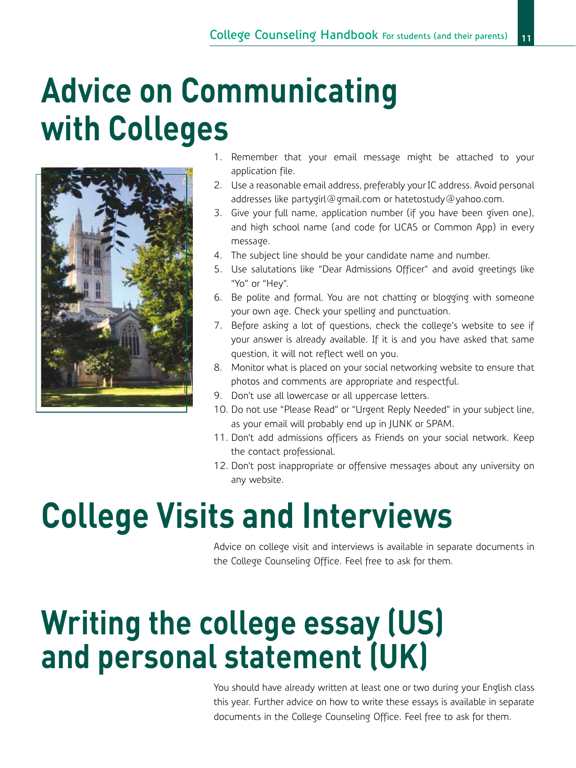# Advice on Communicating with Colleges

1. Remember that your email message might be attached to your application file.
2. Use a reasonable email address, preferably your IC address. Avoid personal addresses like partygirl@gmail.com or hatetostudy@yahoo.com.
3. Give your full name, application number (if you have been given one), and high school name (and code for UCAS or Common App) in every message.
4. The subject line should be your candidate name and number.
5. Use salutations like "Dear Admissions Officer" and avoid greetings like "Yo" or "Hey".
6. Be polite and formal. You are not chatting or blogging with someone your own age. Check your spelling and punctuation.
7. Before asking a lot of questions, check the college's website to see if your answer is already available. If it is and you have asked that same question, it will not reflect well on you.
8. Monitor what is placed on your social networking website to ensure that photos and comments are appropriate and respectful.
9. Don't use all lowercase or all uppercase letters.
10. Do not use "Please Read" or "Urgent Reply Needed" in your subject line, as your email will probably end up in JUNK or SPAM.
11. Don't add admissions officers as Friends on your social network. Keep the contact professional.
12. Don't post inappropriate or offensive messages about any university on any website.

# College Visits and Interviews

Advice on college visit and interviews is available in separate documents in the College Counseling Office. Feel free to ask for them.

# Writing the college essay (US) and personal statement (UK)

You should have already written at least one or two during your English class this year. Further advice on how to write these essays is available in separate documents in the College Counseling Office. Feel free to ask for them.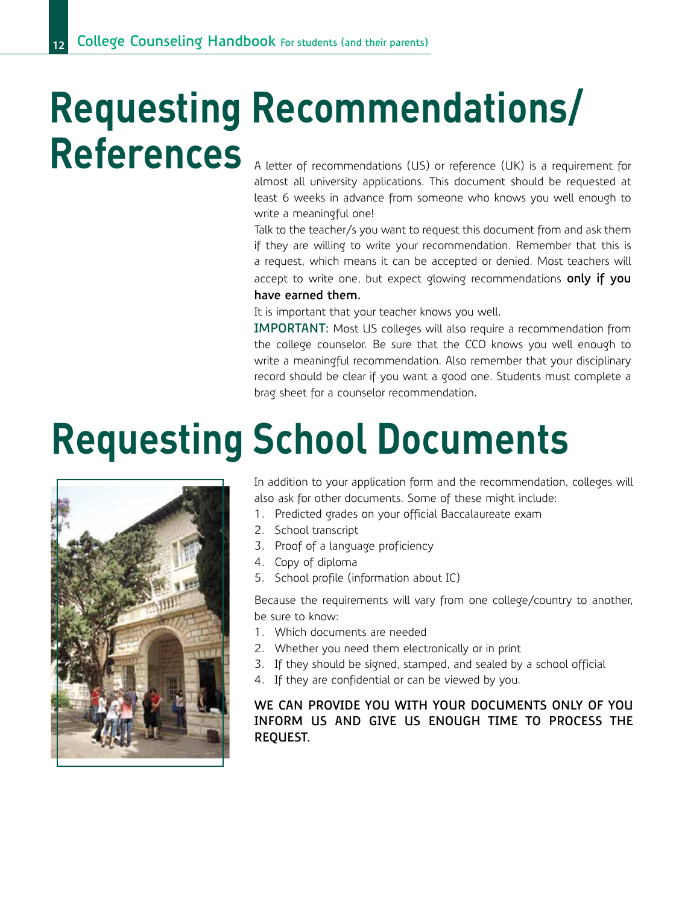# Requesting Recommendations/ References

A letter of recommendations (US) or reference (UK) is a requirement for almost all university applications. This document should be requested at least 6 weeks in advance from someone who knows you well enough to write a meaningful one!

Talk to the teacher/s you want to request this document from and ask them if they are willing to write your recommendation. Remember that this is a request, which means it can be accepted or denied. Most teachers will accept to write one, but expect glowing recommendations **only if you have earned them.**

It is important that your teacher knows you well.

**IMPORTANT:** Most US colleges will also require a recommendation from the college counselor. Be sure that the CCO knows you well enough to write a meaningful recommendation. Also remember that your disciplinary record should be clear if you want a good one. Students must complete a brag sheet for a counselor recommendation.

# Requesting School Documents

In addition to your application form and the recommendation, colleges will also ask for other documents. Some of these might include:

1. Predicted grades on your official Baccalaureate exam
2. School transcript
3. Proof of a language proficiency
4. Copy of diploma
5. School profile (information about IC)

Because the requirements will vary from one college/country to another, be sure to know:

1. Which documents are needed
2. Whether you need them electronically or in print
3. If they should be signed, stamped, and sealed by a school official
4. If they are confidential or can be viewed by you.

**WE CAN PROVIDE YOU WITH YOUR DOCUMENTS ONLY OF YOU INFORM US AND GIVE US ENOUGH TIME TO PROCESS THE REQUEST.**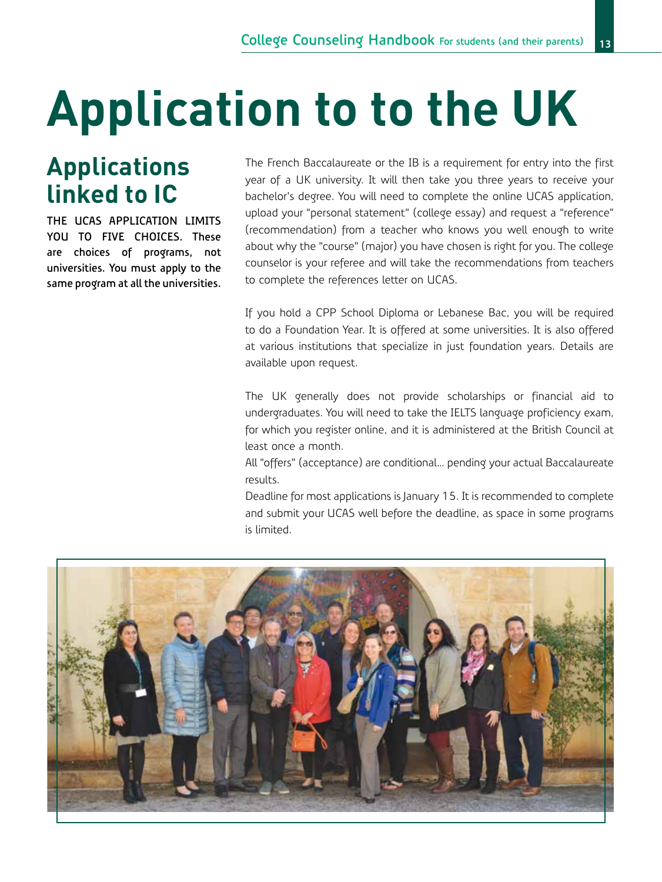# Application to to the UK

## Applications linked to IC

**THE UCAS APPLICATION LIMITS YOU TO FIVE CHOICES. These are choices of programs, not universities. You must apply to the same program at all the universities.**

The French Baccalaureate or the IB is a requirement for entry into the first year of a UK university. It will then take you three years to receive your bachelor's degree. You will need to complete the online UCAS application, upload your "personal statement" (college essay) and request a "reference" (recommendation) from a teacher who knows you well enough to write about why the "course" (major) you have chosen is right for you. The college counselor is your referee and will take the recommendations from teachers to complete the references letter on UCAS.

If you hold a CPP School Diploma or Lebanese Bac, you will be required to do a Foundation Year. It is offered at some universities. It is also offered at various institutions that specialize in just foundation years. Details are available upon request.

The UK generally does not provide scholarships or financial aid to undergraduates. You will need to take the IELTS language proficiency exam, for which you register online, and it is administered at the British Council at least once a month.

All "offers" (acceptance) are conditional... pending your actual Baccalaureate results.

Deadline for most applications is January 15. It is recommended to complete and submit your UCAS well before the deadline, as space in some programs is limited.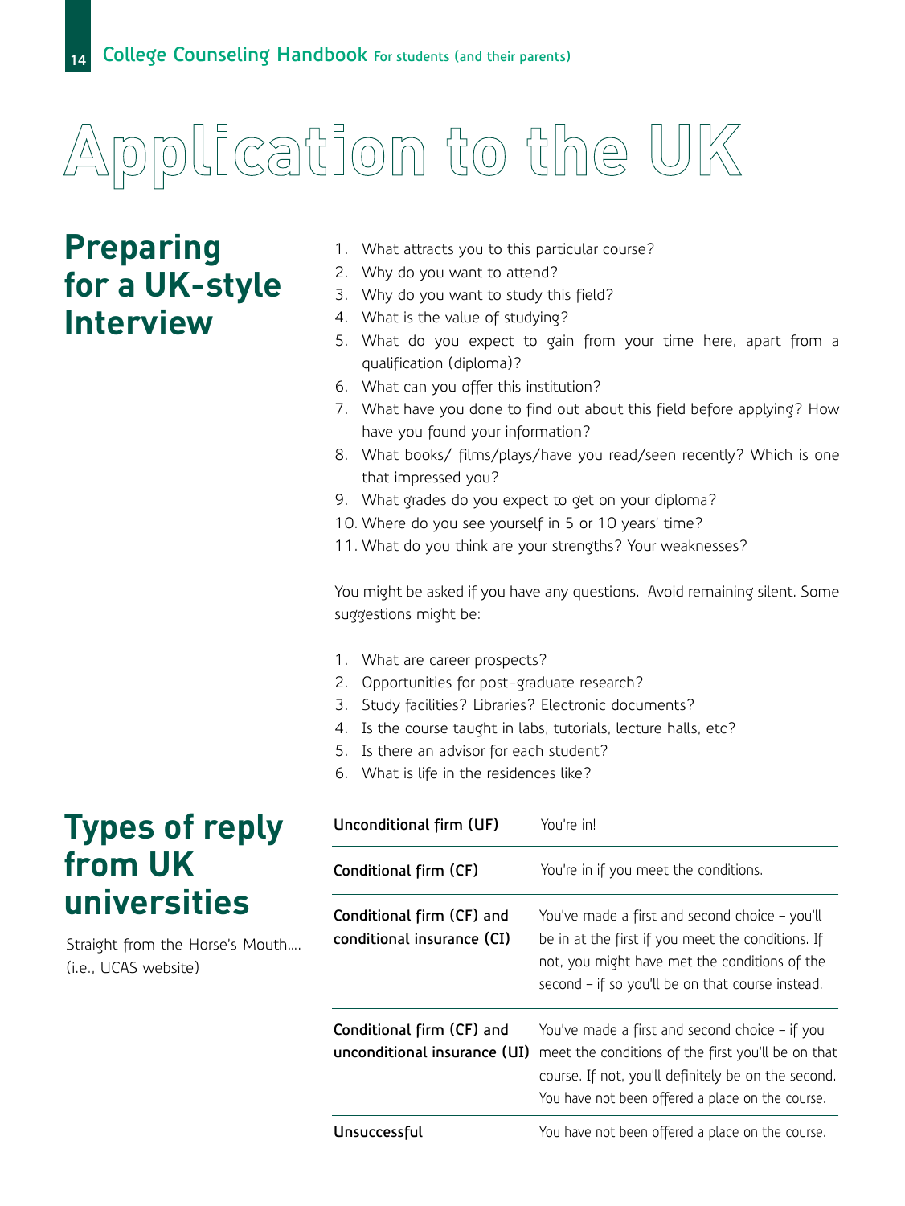# Application to the UK

## Preparing for a UK-style Interview

1. What attracts you to this particular course?
2. Why do you want to attend?
3. Why do you want to study this field?
4. What is the value of studying?
5. What do you expect to gain from your time here, apart from a qualification (diploma)?
6. What can you offer this institution?
7. What have you done to find out about this field before applying? How have you found your information?
8. What books/ films/plays/have you read/seen recently? Which is one that impressed you?
9. What grades do you expect to get on your diploma?
10. Where do you see yourself in 5 or 10 years' time?
11. What do you think are your strengths? Your weaknesses?

You might be asked if you have any questions. Avoid remaining silent. Some suggestions might be:

1. What are career prospects?
2. Opportunities for post-graduate research?
3. Study facilities? Libraries? Electronic documents?
4. Is the course taught in labs, tutorials, lecture halls, etc?
5. Is there an advisor for each student?
6. What is life in the residences like?

## Types of reply from UK universities

Straight from the Horse's Mouth.... (i.e., UCAS website)

| | |
|---|---|
| **Unconditional firm (UF)** | You're in! |
| **Conditional firm (CF)** | You're in if you meet the conditions. |
| **Conditional firm (CF) and conditional insurance (CI)** | You've made a first and second choice – you'll be in at the first if you meet the conditions. If not, you might have met the conditions of the second – if so you'll be on that course instead. |
| **Conditional firm (CF) and unconditional insurance (UI)** | You've made a first and second choice – if you meet the conditions of the first you'll be on that course. If not, you'll definitely be on the second. You have not been offered a place on the course. |
| **Unsuccessful** | You have not been offered a place on the course. |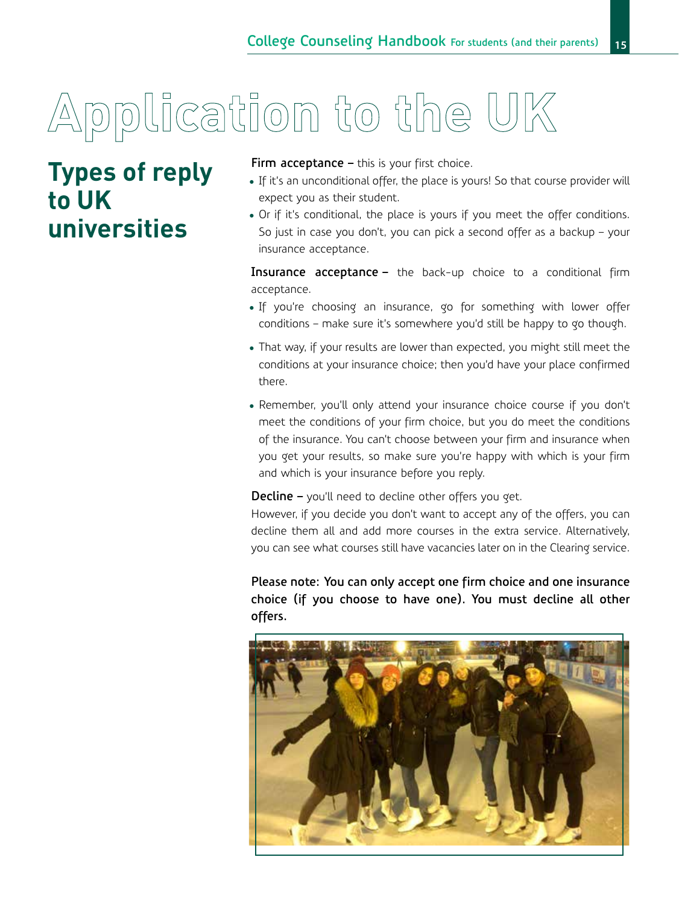# Application to the UK

## Types of reply to UK universities

**Firm acceptance –** this is your first choice.

- If it's an unconditional offer, the place is yours! So that course provider will expect you as their student.
- Or if it's conditional, the place is yours if you meet the offer conditions. So just in case you don't, you can pick a second offer as a backup – your insurance acceptance.

**Insurance acceptance –** the back-up choice to a conditional firm acceptance.

- If you're choosing an insurance, go for something with lower offer conditions – make sure it's somewhere you'd still be happy to go though.
- That way, if your results are lower than expected, you might still meet the conditions at your insurance choice; then you'd have your place confirmed there.
- Remember, you'll only attend your insurance choice course if you don't meet the conditions of your firm choice, but you do meet the conditions of the insurance. You can't choose between your firm and insurance when you get your results, so make sure you're happy with which is your firm and which is your insurance before you reply.

**Decline –** you'll need to decline other offers you get.

However, if you decide you don't want to accept any of the offers, you can decline them all and add more courses in the extra service. Alternatively, you can see what courses still have vacancies later on in the Clearing service.

**Please note: You can only accept one firm choice and one insurance choice (if you choose to have one). You must decline all other offers.**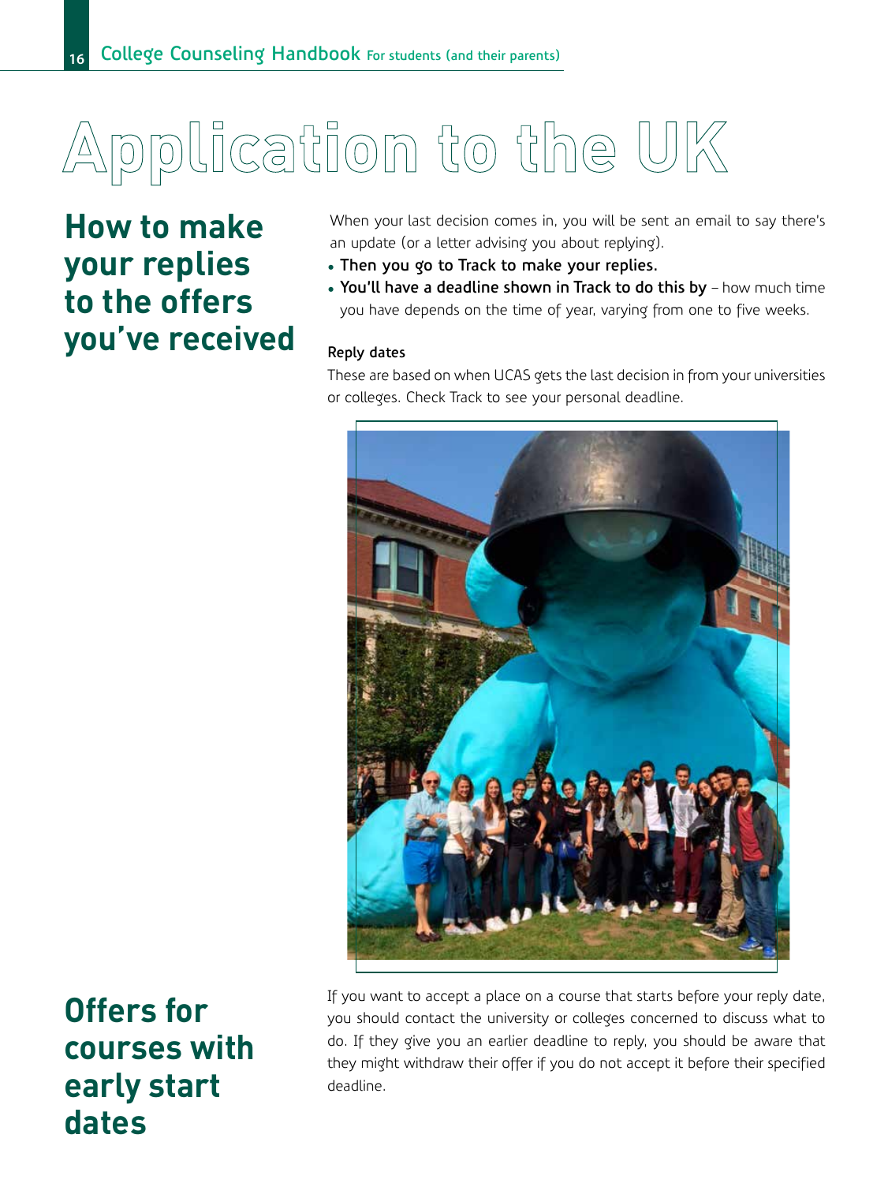# Application to the UK

## How to make your replies to the offers you've received

When your last decision comes in, you will be sent an email to say there's an update (or a letter advising you about replying).

- **Then you go to Track to make your replies.**
- **You'll have a deadline shown in Track to do this by** – how much time you have depends on the time of year, varying from one to five weeks.

**Reply dates**

These are based on when UCAS gets the last decision in from your universities or colleges. Check Track to see your personal deadline.

## Offers for courses with early start dates

If you want to accept a place on a course that starts before your reply date, you should contact the university or colleges concerned to discuss what to do. If they give you an earlier deadline to reply, you should be aware that they might withdraw their offer if you do not accept it before their specified deadline.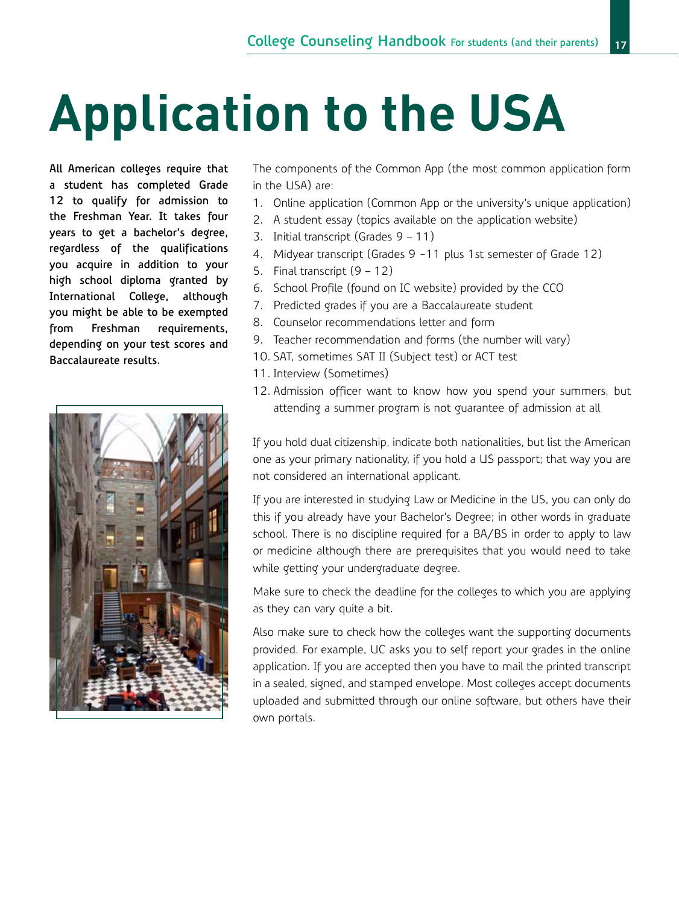# Application to the USA

**All American colleges require that a student has completed Grade 12 to qualify for admission to the Freshman Year. It takes four years to get a bachelor's degree, regardless of the qualifications you acquire in addition to your high school diploma granted by International College, although you might be able to be exempted from Freshman requirements, depending on your test scores and Baccalaureate results.**

The components of the Common App (the most common application form in the USA) are:

1. Online application (Common App or the university's unique application)
2. A student essay (topics available on the application website)
3. Initial transcript (Grades 9 – 11)
4. Midyear transcript (Grades 9 -11 plus 1st semester of Grade 12)
5. Final transcript (9 – 12)
6. School Profile (found on IC website) provided by the CCO
7. Predicted grades if you are a Baccalaureate student
8. Counselor recommendations letter and form
9. Teacher recommendation and forms (the number will vary)
10. SAT, sometimes SAT II (Subject test) or ACT test
11. Interview (Sometimes)
12. Admission officer want to know how you spend your summers, but attending a summer program is not guarantee of admission at all

If you hold dual citizenship, indicate both nationalities, but list the American one as your primary nationality, if you hold a US passport; that way you are not considered an international applicant.

If you are interested in studying Law or Medicine in the US, you can only do this if you already have your Bachelor's Degree; in other words in graduate school. There is no discipline required for a BA/BS in order to apply to law or medicine although there are prerequisites that you would need to take while getting your undergraduate degree.

Make sure to check the deadline for the colleges to which you are applying as they can vary quite a bit.

Also make sure to check how the colleges want the supporting documents provided. For example, UC asks you to self report your grades in the online application. If you are accepted then you have to mail the printed transcript in a sealed, signed, and stamped envelope. Most colleges accept documents uploaded and submitted through our online software, but others have their own portals.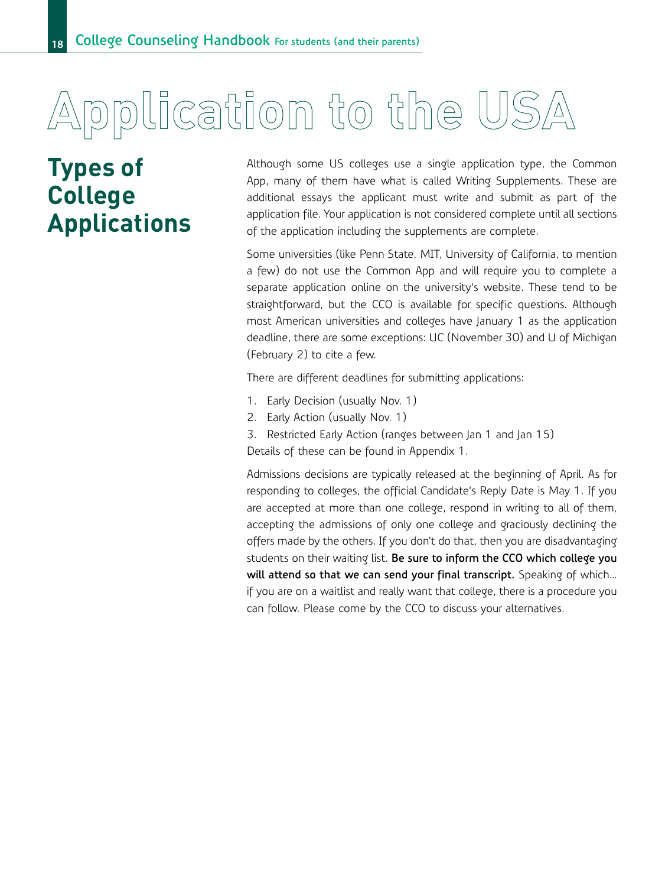# Application to the USA

## Types of College Applications

Although some US colleges use a single application type, the Common App, many of them have what is called Writing Supplements. These are additional essays the applicant must write and submit as part of the application file. Your application is not considered complete until all sections of the application including the supplements are complete.

Some universities (like Penn State, MIT, University of California, to mention a few) do not use the Common App and will require you to complete a separate application online on the university's website. These tend to be straightforward, but the CCO is available for specific questions. Although most American universities and colleges have January 1 as the application deadline, there are some exceptions: UC (November 30) and U of Michigan (February 2) to cite a few.

There are different deadlines for submitting applications:

1. Early Decision (usually Nov. 1)
2. Early Action (usually Nov. 1)
3. Restricted Early Action (ranges between Jan 1 and Jan 15)

Details of these can be found in Appendix 1.

Admissions decisions are typically released at the beginning of April. As for responding to colleges, the official Candidate's Reply Date is May 1. If you are accepted at more than one college, respond in writing to all of them, accepting the admissions of only one college and graciously declining the offers made by the others. If you don't do that, then you are disadvantaging students on their waiting list. **Be sure to inform the CCO which college you will attend so that we can send your final transcript.** Speaking of which… if you are on a waitlist and really want that college, there is a procedure you can follow. Please come by the CCO to discuss your alternatives.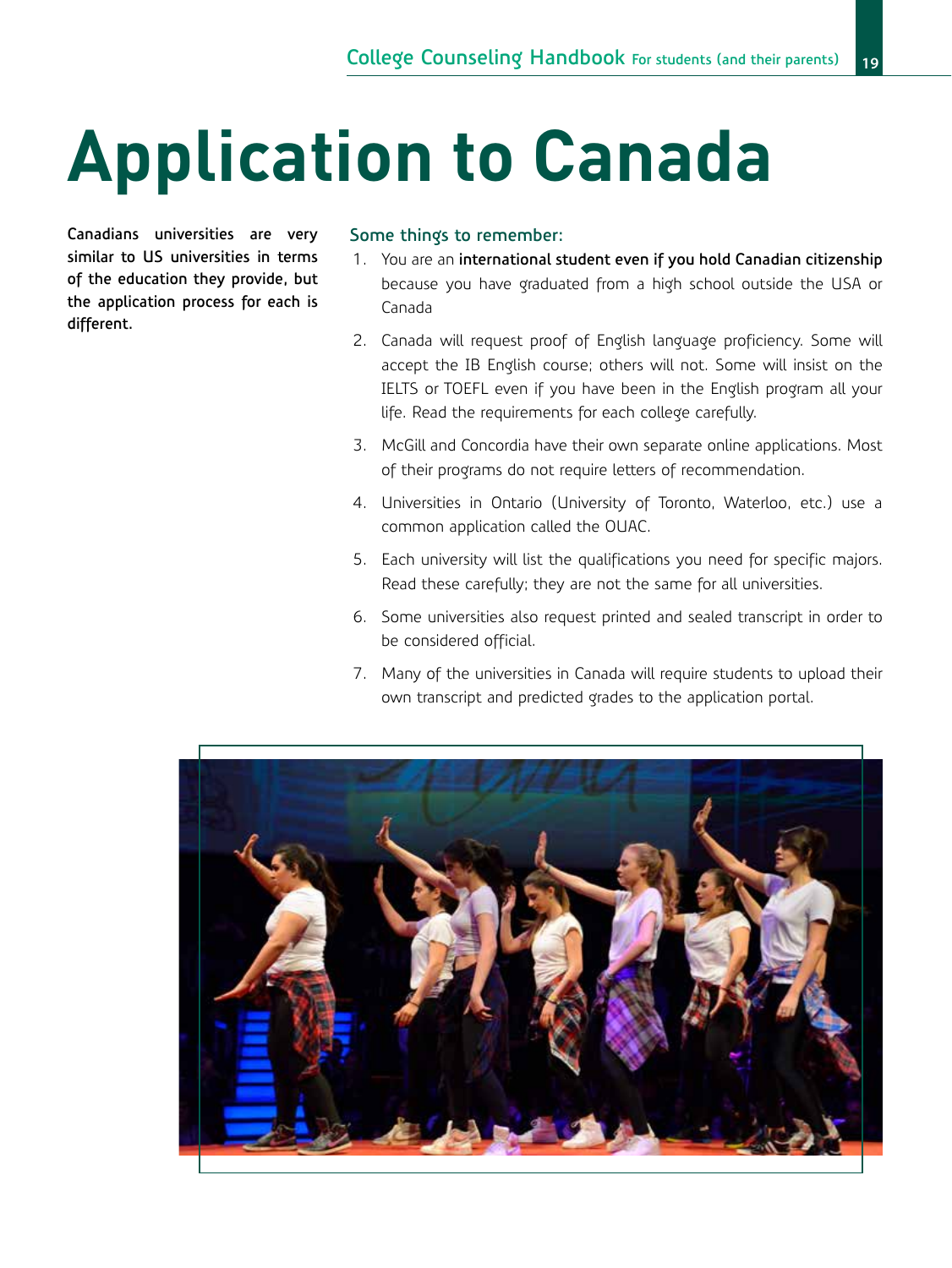# Application to Canada

**Canadians universities are very similar to US universities in terms of the education they provide, but the application process for each is different.**

## Some things to remember:

1. You are an **international student even if you hold Canadian citizenship** because you have graduated from a high school outside the USA or Canada
2. Canada will request proof of English language proficiency. Some will accept the IB English course; others will not. Some will insist on the IELTS or TOEFL even if you have been in the English program all your life. Read the requirements for each college carefully.
3. McGill and Concordia have their own separate online applications. Most of their programs do not require letters of recommendation.
4. Universities in Ontario (University of Toronto, Waterloo, etc.) use a common application called the OUAC.
5. Each university will list the qualifications you need for specific majors. Read these carefully; they are not the same for all universities.
6. Some universities also request printed and sealed transcript in order to be considered official.
7. Many of the universities in Canada will require students to upload their own transcript and predicted grades to the application portal.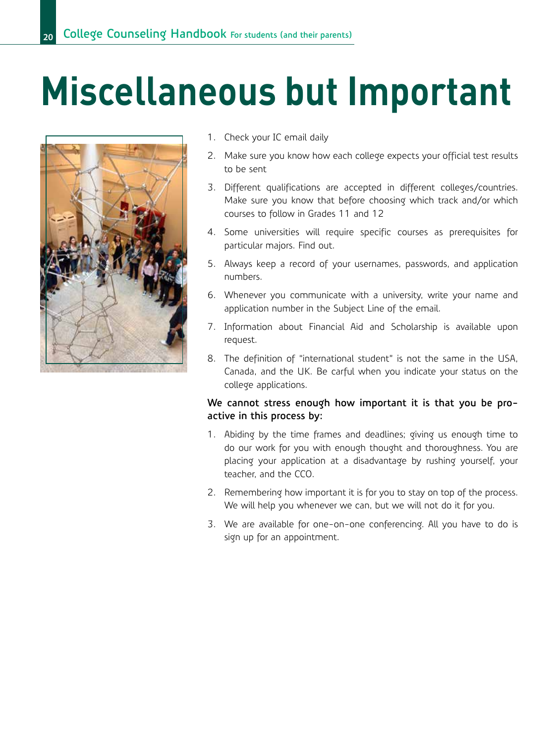# Miscellaneous but Important

1. Check your IC email daily
2. Make sure you know how each college expects your official test results to be sent
3. Different qualifications are accepted in different colleges/countries. Make sure you know that before choosing which track and/or which courses to follow in Grades 11 and 12
4. Some universities will require specific courses as prerequisites for particular majors. Find out.
5. Always keep a record of your usernames, passwords, and application numbers.
6. Whenever you communicate with a university, write your name and application number in the Subject Line of the email.
7. Information about Financial Aid and Scholarship is available upon request.
8. The definition of "international student" is not the same in the USA, Canada, and the UK. Be carful when you indicate your status on the college applications.

**We cannot stress enough how important it is that you be pro-active in this process by:**

1. Abiding by the time frames and deadlines; giving us enough time to do our work for you with enough thought and thoroughness. You are placing your application at a disadvantage by rushing yourself, your teacher, and the CCO.
2. Remembering how important it is for you to stay on top of the process. We will help you whenever we can, but we will not do it for you.
3. We are available for one-on-one conferencing. All you have to do is sign up for an appointment.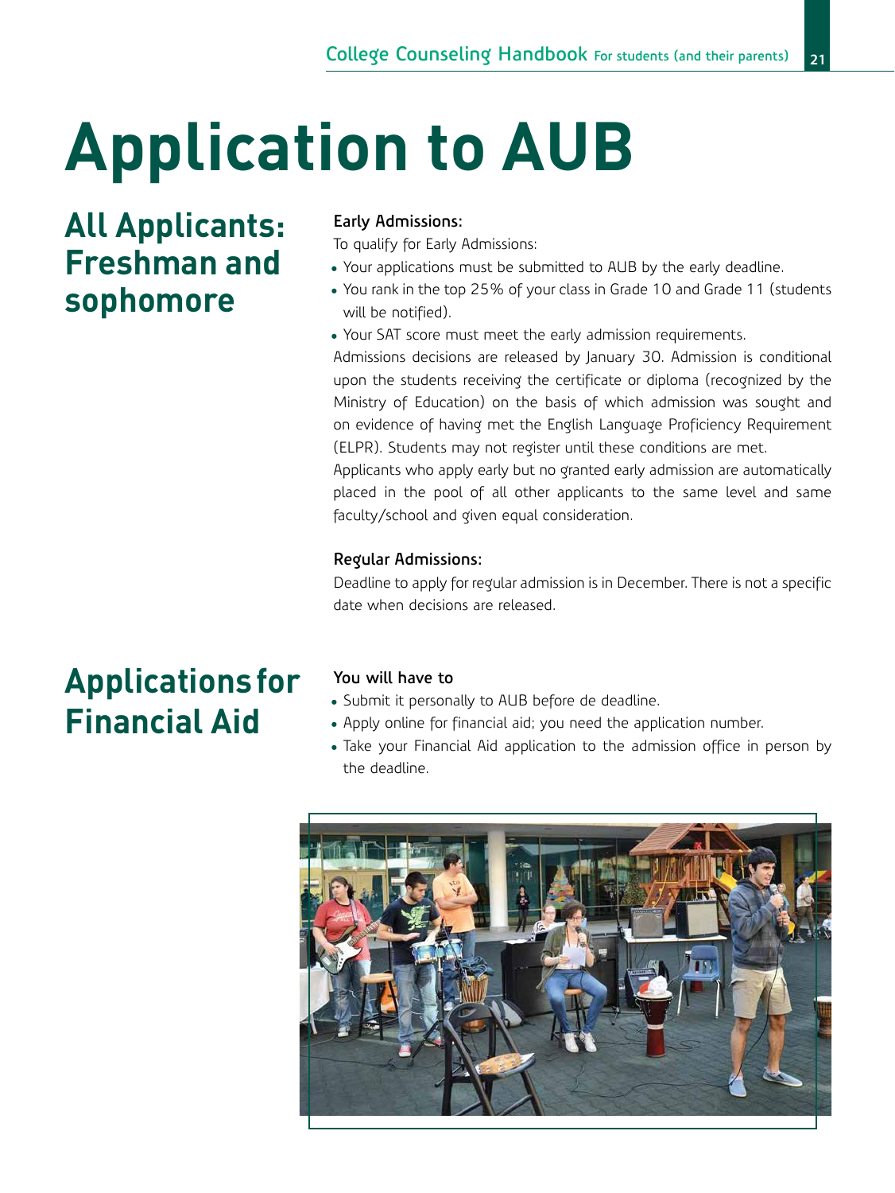# Application to AUB

## All Applicants: Freshman and sophomore

**Early Admissions:**

To qualify for Early Admissions:

- Your applications must be submitted to AUB by the early deadline.
- You rank in the top 25% of your class in Grade 10 and Grade 11 (students will be notified).
- Your SAT score must meet the early admission requirements.

Admissions decisions are released by January 30. Admission is conditional upon the students receiving the certificate or diploma (recognized by the Ministry of Education) on the basis of which admission was sought and on evidence of having met the English Language Proficiency Requirement (ELPR). Students may not register until these conditions are met.

Applicants who apply early but no granted early admission are automatically placed in the pool of all other applicants to the same level and same faculty/school and given equal consideration.

**Regular Admissions:**

Deadline to apply for regular admission is in December. There is not a specific date when decisions are released.

## Applications for Financial Aid

**You will have to**

- Submit it personally to AUB before de deadline.
- Apply online for financial aid; you need the application number.
- Take your Financial Aid application to the admission office in person by the deadline.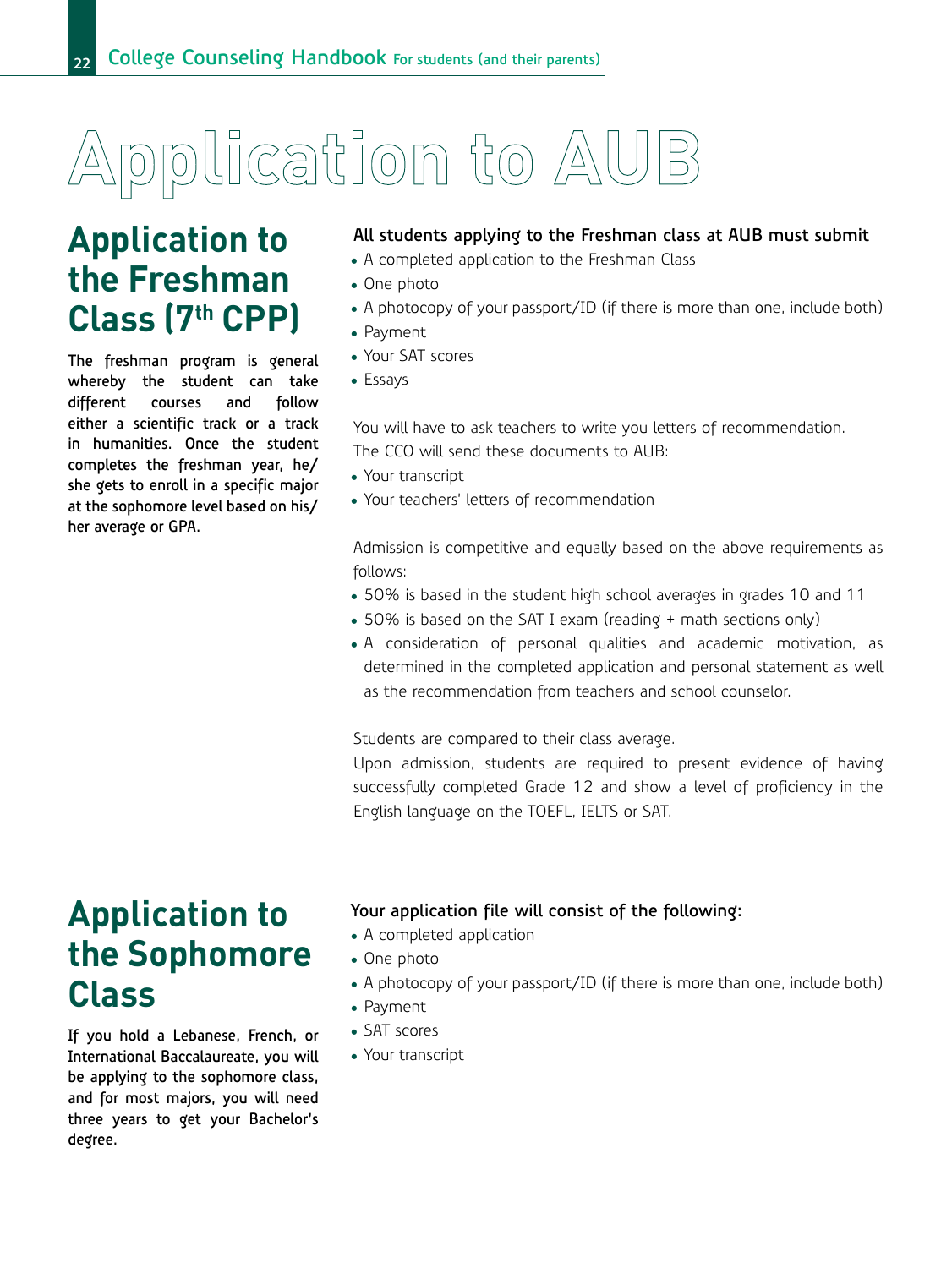# Application to AUB

## Application to the Freshman Class (7th CPP)

**The freshman program is general whereby the student can take different courses and follow either a scientific track or a track in humanities. Once the student completes the freshman year, he/she gets to enroll in a specific major at the sophomore level based on his/her average or GPA.**

**All students applying to the Freshman class at AUB must submit**

- A completed application to the Freshman Class
- One photo
- A photocopy of your passport/ID (if there is more than one, include both)
- Payment
- Your SAT scores
- Essays

You will have to ask teachers to write you letters of recommendation.
The CCO will send these documents to AUB:

- Your transcript
- Your teachers' letters of recommendation

Admission is competitive and equally based on the above requirements as follows:

- 50% is based in the student high school averages in grades 10 and 11
- 50% is based on the SAT I exam (reading + math sections only)
- A consideration of personal qualities and academic motivation, as determined in the completed application and personal statement as well as the recommendation from teachers and school counselor.

Students are compared to their class average.
Upon admission, students are required to present evidence of having successfully completed Grade 12 and show a level of proficiency in the English language on the TOEFL, IELTS or SAT.

## Application to the Sophomore Class

**If you hold a Lebanese, French, or International Baccalaureate, you will be applying to the sophomore class, and for most majors, you will need three years to get your Bachelor's degree.**

**Your application file will consist of the following:**

- A completed application
- One photo
- A photocopy of your passport/ID (if there is more than one, include both)
- Payment
- SAT scores
- Your transcript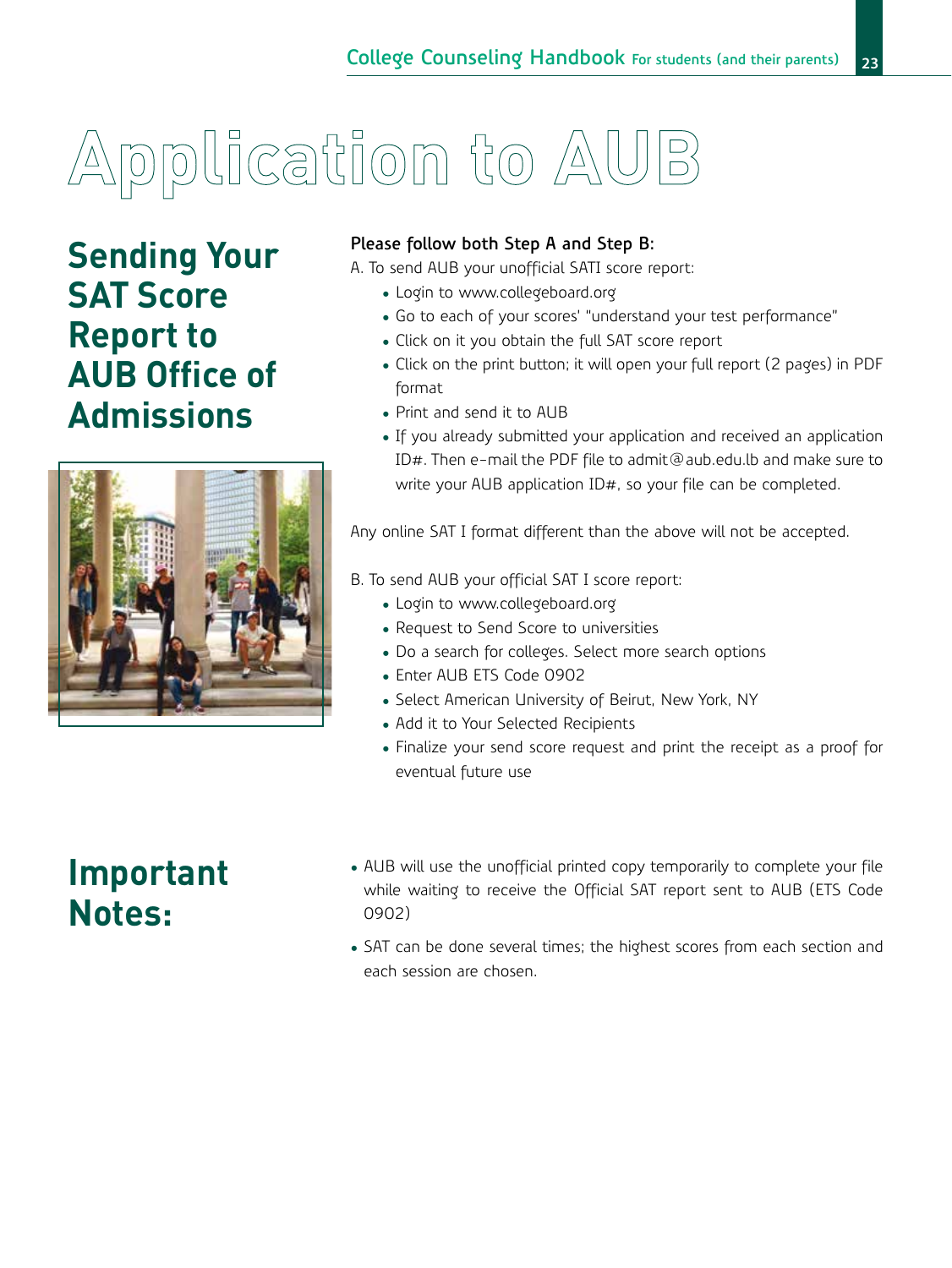# Application to AUB

## Sending Your SAT Score Report to AUB Office of Admissions

**Please follow both Step A and Step B:**

A. To send AUB your unofficial SATI score report:

- Login to www.collegeboard.org
- Go to each of your scores' "understand your test performance"
- Click on it you obtain the full SAT score report
- Click on the print button; it will open your full report (2 pages) in PDF format
- Print and send it to AUB
- If you already submitted your application and received an application ID#. Then e-mail the PDF file to admit@aub.edu.lb and make sure to write your AUB application ID#, so your file can be completed.

Any online SAT I format different than the above will not be accepted.

B. To send AUB your official SAT I score report:

- Login to www.collegeboard.org
- Request to Send Score to universities
- Do a search for colleges. Select more search options
- Enter AUB ETS Code 0902
- Select American University of Beirut, New York, NY
- Add it to Your Selected Recipients
- Finalize your send score request and print the receipt as a proof for eventual future use

## Important Notes:

- AUB will use the unofficial printed copy temporarily to complete your file while waiting to receive the Official SAT report sent to AUB (ETS Code 0902)
- SAT can be done several times; the highest scores from each section and each session are chosen.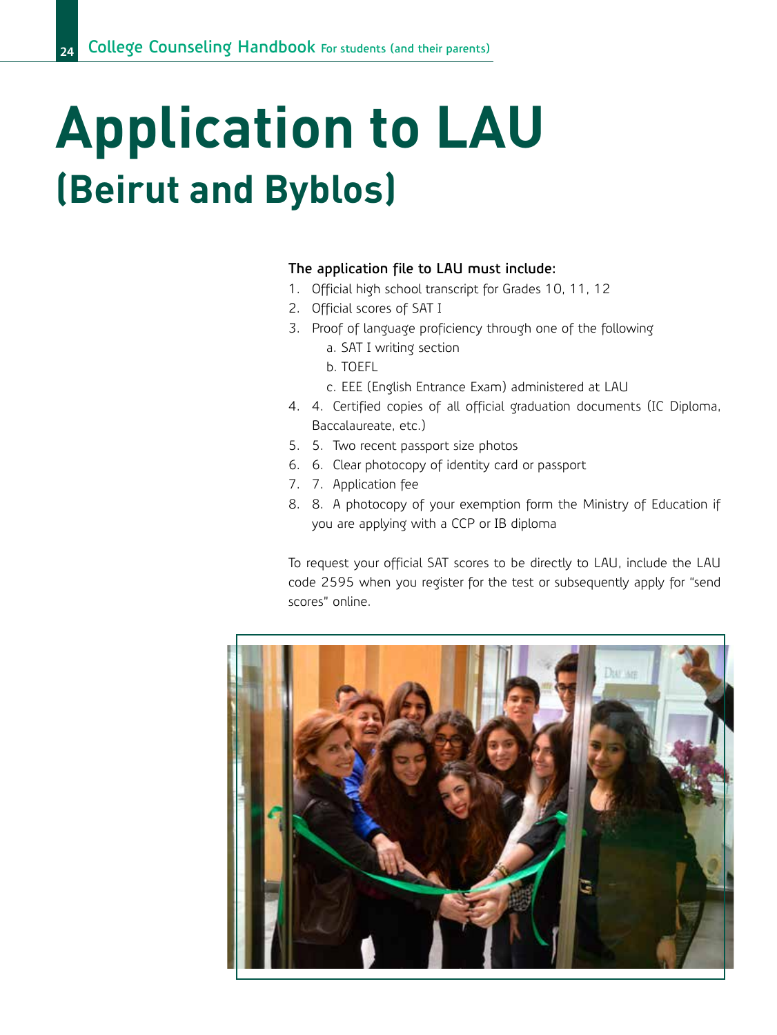# Application to LAU

## (Beirut and Byblos)

**The application file to LAU must include:**

1. Official high school transcript for Grades 10, 11, 12
2. Official scores of SAT I
3. Proof of language proficiency through one of the following
   a. SAT I writing section
   b. TOEFL
   c. EEE (English Entrance Exam) administered at LAU
4. 4. Certified copies of all official graduation documents (IC Diploma, Baccalaureate, etc.)
5. 5. Two recent passport size photos
6. 6. Clear photocopy of identity card or passport
7. 7. Application fee
8. 8. A photocopy of your exemption form the Ministry of Education if you are applying with a CCP or IB diploma

To request your official SAT scores to be directly to LAU, include the LAU code 2595 when you register for the test or subsequently apply for "send scores" online.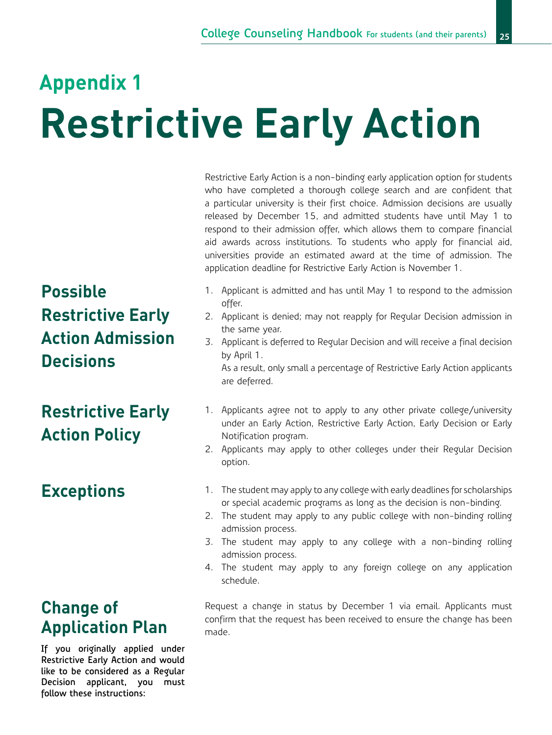## Appendix 1

# Restrictive Early Action

Restrictive Early Action is a non-binding early application option for students who have completed a thorough college search and are confident that a particular university is their first choice. Admission decisions are usually released by December 15, and admitted students have until May 1 to respond to their admission offer, which allows them to compare financial aid awards across institutions. To students who apply for financial aid, universities provide an estimated award at the time of admission. The application deadline for Restrictive Early Action is November 1.

## Possible Restrictive Early Action Admission Decisions

1. Applicant is admitted and has until May 1 to respond to the admission offer.
2. Applicant is denied; may not reapply for Regular Decision admission in the same year.
3. Applicant is deferred to Regular Decision and will receive a final decision by April 1.

   As a result, only small a percentage of Restrictive Early Action applicants are deferred.

## Restrictive Early Action Policy

1. Applicants agree not to apply to any other private college/university under an Early Action, Restrictive Early Action, Early Decision or Early Notification program.
2. Applicants may apply to other colleges under their Regular Decision option.

## Exceptions

1. The student may apply to any college with early deadlines for scholarships or special academic programs as long as the decision is non-binding.
2. The student may apply to any public college with non-binding rolling admission process.
3. The student may apply to any college with a non-binding rolling admission process.
4. The student may apply to any foreign college on any application schedule.

## Change of Application Plan

**If you originally applied under Restrictive Early Action and would like to be considered as a Regular Decision applicant, you must follow these instructions:**

Request a change in status by December 1 via email. Applicants must confirm that the request has been received to ensure the change has been made.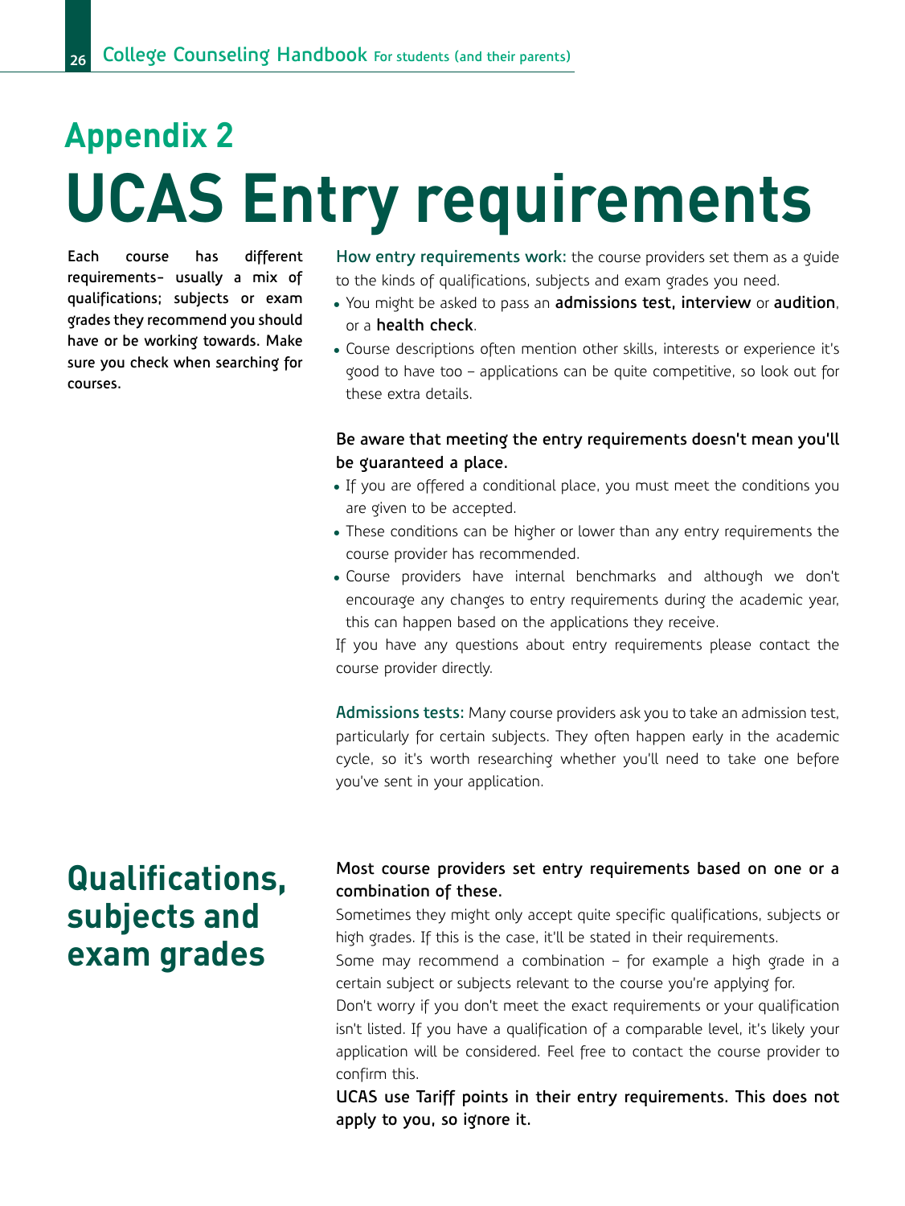## Appendix 2

# UCAS Entry requirements

**Each course has different requirements- usually a mix of qualifications; subjects or exam grades they recommend you should have or be working towards. Make sure you check when searching for courses.**

**How entry requirements work:** the course providers set them as a guide to the kinds of qualifications, subjects and exam grades you need.

- You might be asked to pass an **admissions test, interview** or **audition**, or a **health check**.
- Course descriptions often mention other skills, interests or experience it's good to have too – applications can be quite competitive, so look out for these extra details.

**Be aware that meeting the entry requirements doesn't mean you'll be guaranteed a place.**

- If you are offered a conditional place, you must meet the conditions you are given to be accepted.
- These conditions can be higher or lower than any entry requirements the course provider has recommended.
- Course providers have internal benchmarks and although we don't encourage any changes to entry requirements during the academic year, this can happen based on the applications they receive.

If you have any questions about entry requirements please contact the course provider directly.

**Admissions tests:** Many course providers ask you to take an admission test, particularly for certain subjects. They often happen early in the academic cycle, so it's worth researching whether you'll need to take one before you've sent in your application.

## Qualifications, subjects and exam grades

**Most course providers set entry requirements based on one or a combination of these.**

Sometimes they might only accept quite specific qualifications, subjects or high grades. If this is the case, it'll be stated in their requirements.

Some may recommend a combination – for example a high grade in a certain subject or subjects relevant to the course you're applying for.

Don't worry if you don't meet the exact requirements or your qualification isn't listed. If you have a qualification of a comparable level, it's likely your application will be considered. Feel free to contact the course provider to confirm this.

**UCAS use Tariff points in their entry requirements. This does not apply to you, so ignore it.**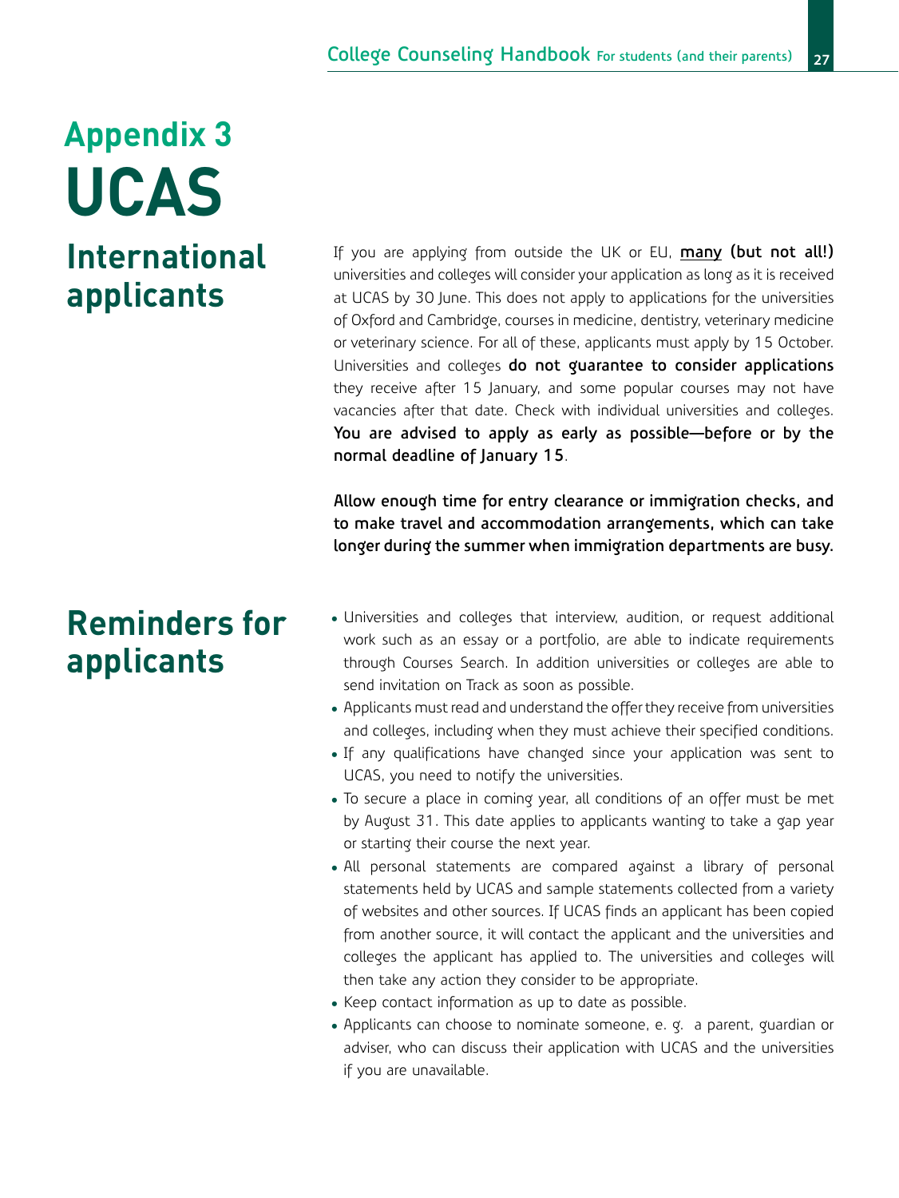# Appendix 3
# UCAS

## International applicants

If you are applying from outside the UK or EU, **many (but not all!)** universities and colleges will consider your application as long as it is received at UCAS by 30 June. This does not apply to applications for the universities of Oxford and Cambridge, courses in medicine, dentistry, veterinary medicine or veterinary science. For all of these, applicants must apply by 15 October. Universities and colleges **do not guarantee to consider applications** they receive after 15 January, and some popular courses may not have vacancies after that date. Check with individual universities and colleges. **You are advised to apply as early as possible—before or by the normal deadline of January 15**.

**Allow enough time for entry clearance or immigration checks, and to make travel and accommodation arrangements, which can take longer during the summer when immigration departments are busy.**

## Reminders for applicants

- Universities and colleges that interview, audition, or request additional work such as an essay or a portfolio, are able to indicate requirements through Courses Search. In addition universities or colleges are able to send invitation on Track as soon as possible.
- Applicants must read and understand the offer they receive from universities and colleges, including when they must achieve their specified conditions.
- If any qualifications have changed since your application was sent to UCAS, you need to notify the universities.
- To secure a place in coming year, all conditions of an offer must be met by August 31. This date applies to applicants wanting to take a gap year or starting their course the next year.
- All personal statements are compared against a library of personal statements held by UCAS and sample statements collected from a variety of websites and other sources. If UCAS finds an applicant has been copied from another source, it will contact the applicant and the universities and colleges the applicant has applied to. The universities and colleges will then take any action they consider to be appropriate.
- Keep contact information as up to date as possible.
- Applicants can choose to nominate someone, e. g. a parent, guardian or adviser, who can discuss their application with UCAS and the universities if you are unavailable.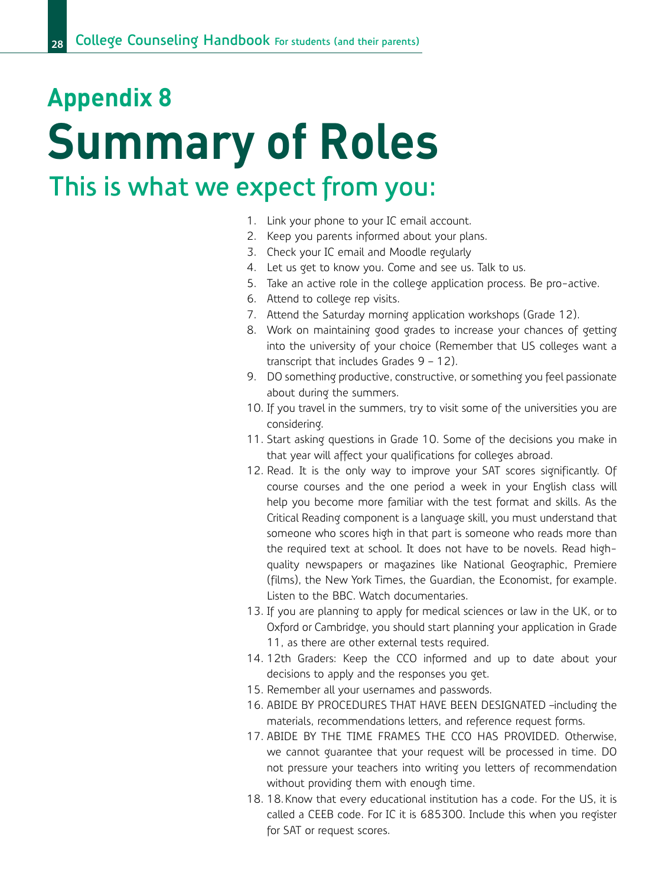## Appendix 8

# Summary of Roles

## This is what we expect from you:

1. Link your phone to your IC email account.
2. Keep you parents informed about your plans.
3. Check your IC email and Moodle regularly
4. Let us get to know you. Come and see us. Talk to us.
5. Take an active role in the college application process. Be pro-active.
6. Attend to college rep visits.
7. Attend the Saturday morning application workshops (Grade 12).
8. Work on maintaining good grades to increase your chances of getting into the university of your choice (Remember that US colleges want a transcript that includes Grades 9 – 12).
9. DO something productive, constructive, or something you feel passionate about during the summers.
10. If you travel in the summers, try to visit some of the universities you are considering.
11. Start asking questions in Grade 10. Some of the decisions you make in that year will affect your qualifications for colleges abroad.
12. Read. It is the only way to improve your SAT scores significantly. Of course courses and the one period a week in your English class will help you become more familiar with the test format and skills. As the Critical Reading component is a language skill, you must understand that someone who scores high in that part is someone who reads more than the required text at school. It does not have to be novels. Read high-quality newspapers or magazines like National Geographic, Premiere (films), the New York Times, the Guardian, the Economist, for example. Listen to the BBC. Watch documentaries.
13. If you are planning to apply for medical sciences or law in the UK, or to Oxford or Cambridge, you should start planning your application in Grade 11, as there are other external tests required.
14. 12th Graders: Keep the CCO informed and up to date about your decisions to apply and the responses you get.
15. Remember all your usernames and passwords.
16. ABIDE BY PROCEDURES THAT HAVE BEEN DESIGNATED –including the materials, recommendations letters, and reference request forms.
17. ABIDE BY THE TIME FRAMES THE CCO HAS PROVIDED. Otherwise, we cannot guarantee that your request will be processed in time. DO not pressure your teachers into writing you letters of recommendation without providing them with enough time.
18. 18. Know that every educational institution has a code. For the US, it is called a CEEB code. For IC it is 685300. Include this when you register for SAT or request scores.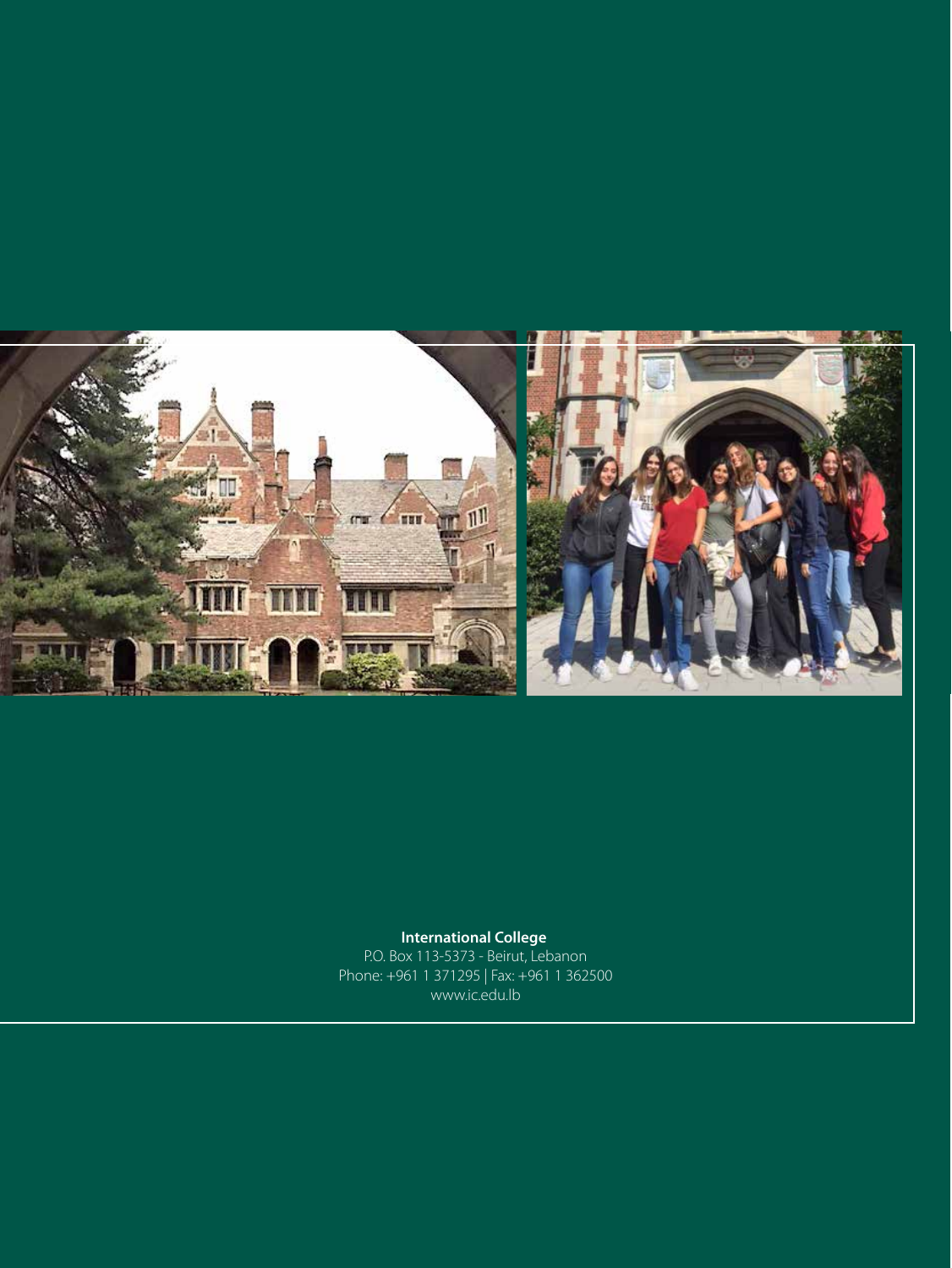**International College**

P.O. Box 113-5373 - Beirut, Lebanon

Phone: +961 1 371295 | Fax: +961 1 362500

www.ic.edu.lb